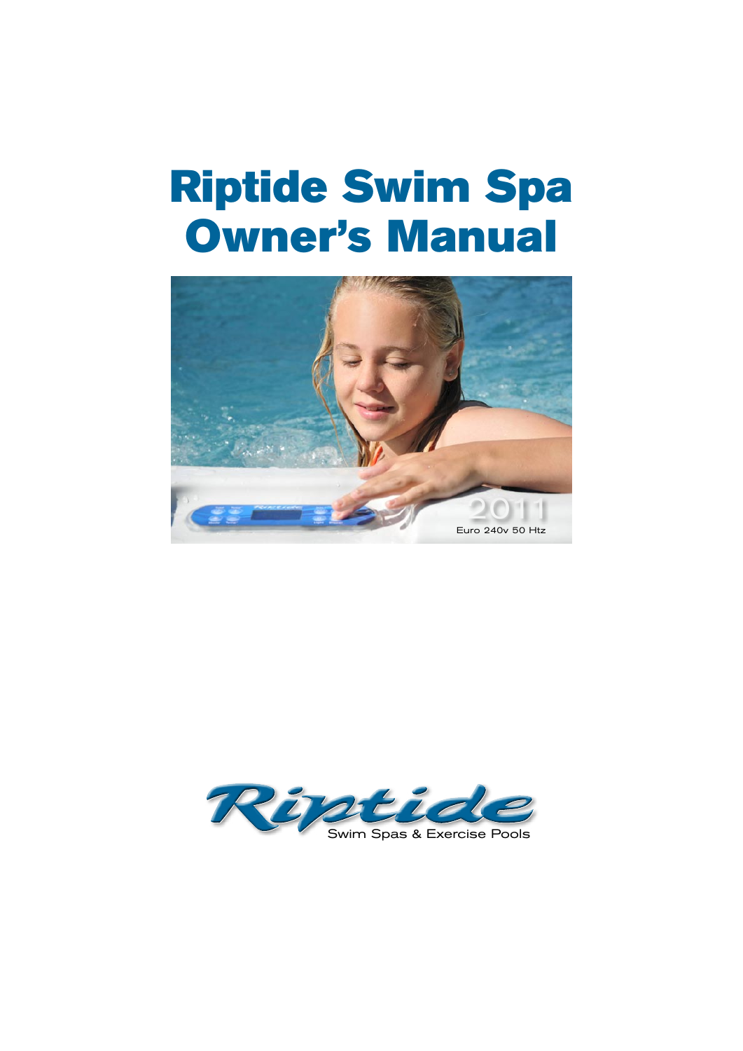# Riptide Swim Spa Owner's Manual

2011

Euro 240v 50 Htz

Riptide

Swim Spas & Exercise Pools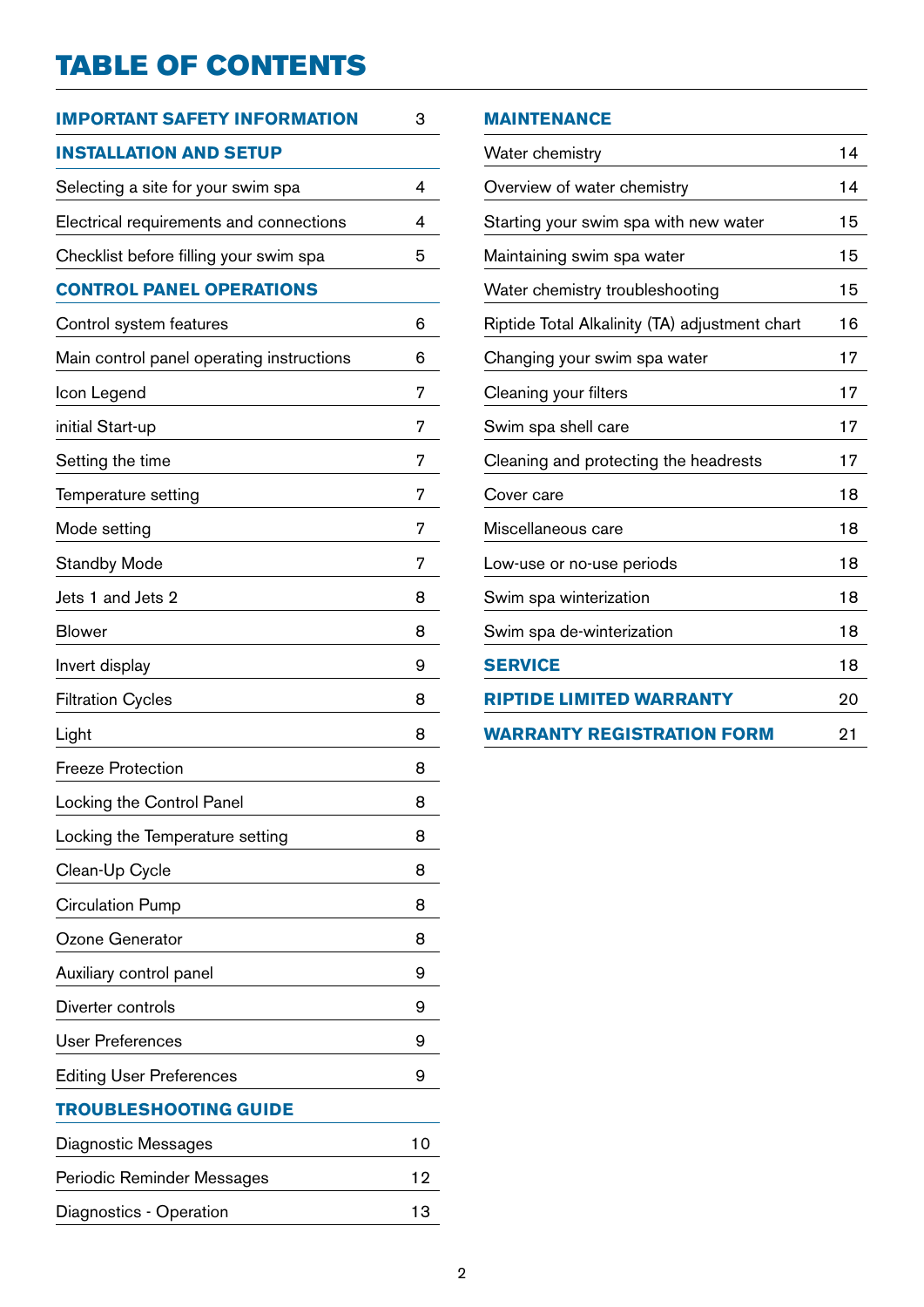# TABLE OF CONTENTS

| | |
|---|---|
| **IMPORTANT SAFETY INFORMATION** | 3 |
| **INSTALLATION AND SETUP** | |
| Selecting a site for your swim spa | 4 |
| Electrical requirements and connections | 4 |
| Checklist before filling your swim spa | 5 |
| **CONTROL PANEL OPERATIONS** | |
| Control system features | 6 |
| Main control panel operating instructions | 6 |
| Icon Legend | 7 |
| initial Start-up | 7 |
| Setting the time | 7 |
| Temperature setting | 7 |
| Mode setting | 7 |
| Standby Mode | 7 |
| Jets 1 and Jets 2 | 8 |
| Blower | 8 |
| Invert display | 9 |
| Filtration Cycles | 8 |
| Light | 8 |
| Freeze Protection | 8 |
| Locking the Control Panel | 8 |
| Locking the Temperature setting | 8 |
| Clean-Up Cycle | 8 |
| Circulation Pump | 8 |
| Ozone Generator | 8 |
| Auxiliary control panel | 9 |
| Diverter controls | 9 |
| User Preferences | 9 |
| Editing User Preferences | 9 |
| **TROUBLESHOOTING GUIDE** | |
| Diagnostic Messages | 10 |
| Periodic Reminder Messages | 12 |
| Diagnostics - Operation | 13 |
| **MAINTENANCE** | |
| Water chemistry | 14 |
| Overview of water chemistry | 14 |
| Starting your swim spa with new water | 15 |
| Maintaining swim spa water | 15 |
| Water chemistry troubleshooting | 15 |
| Riptide Total Alkalinity (TA) adjustment chart | 16 |
| Changing your swim spa water | 17 |
| Cleaning your filters | 17 |
| Swim spa shell care | 17 |
| Cleaning and protecting the headrests | 17 |
| Cover care | 18 |
| Miscellaneous care | 18 |
| Low-use or no-use periods | 18 |
| Swim spa winterization | 18 |
| Swim spa de-winterization | 18 |
| **SERVICE** | 18 |
| **RIPTIDE LIMITED WARRANTY** | 20 |
| **WARRANTY REGISTRATION FORM** | 21 |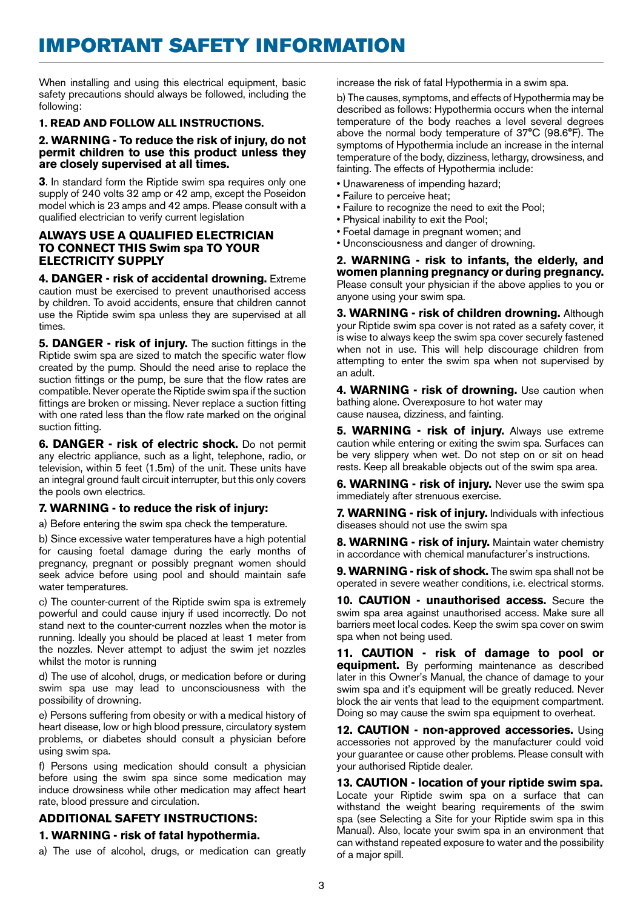# IMPORTANT SAFETY INFORMATION

When installing and using this electrical equipment, basic safety precautions should always be followed, including the following:

**1. READ AND FOLLOW ALL INSTRUCTIONS.**

**2. WARNING - To reduce the risk of injury, do not permit children to use this product unless they are closely supervised at all times.**

**3**. In standard form the Riptide swim spa requires only one supply of 240 volts 32 amp or 42 amp, except the Poseidon model which is 23 amps and 42 amps. Please consult with a qualified electrician to verify current legislation

**ALWAYS USE A QUALIFIED ELECTRICIAN TO CONNECT THIS Swim spa TO YOUR ELECTRICITY SUPPLY**

**4. DANGER - risk of accidental drowning.** Extreme caution must be exercised to prevent unauthorised access by children. To avoid accidents, ensure that children cannot use the Riptide swim spa unless they are supervised at all times.

**5. DANGER - risk of injury.** The suction fittings in the Riptide swim spa are sized to match the specific water flow created by the pump. Should the need arise to replace the suction fittings or the pump, be sure that the flow rates are compatible. Never operate the Riptide swim spa if the suction fittings are broken or missing. Never replace a suction fitting with one rated less than the flow rate marked on the original suction fitting.

**6. DANGER - risk of electric shock.** Do not permit any electric appliance, such as a light, telephone, radio, or television, within 5 feet (1.5m) of the unit. These units have an integral ground fault circuit interrupter, but this only covers the pools own electrics.

**7. WARNING - to reduce the risk of injury:**

a) Before entering the swim spa check the temperature.

b) Since excessive water temperatures have a high potential for causing foetal damage during the early months of pregnancy, pregnant or possibly pregnant women should seek advice before using pool and should maintain safe water temperatures.

c) The counter-current of the Riptide swim spa is extremely powerful and could cause injury if used incorrectly. Do not stand next to the counter-current nozzles when the motor is running. Ideally you should be placed at least 1 meter from the nozzles. Never attempt to adjust the swim jet nozzles whilst the motor is running

d) The use of alcohol, drugs, or medication before or during swim spa use may lead to unconsciousness with the possibility of drowning.

e) Persons suffering from obesity or with a medical history of heart disease, low or high blood pressure, circulatory system problems, or diabetes should consult a physician before using swim spa.

f) Persons using medication should consult a physician before using the swim spa since some medication may induce drowsiness while other medication may affect heart rate, blood pressure and circulation.

## ADDITIONAL SAFETY INSTRUCTIONS:

**1. WARNING - risk of fatal hypothermia.**

a) The use of alcohol, drugs, or medication can greatly increase the risk of fatal Hypothermia in a swim spa.

b) The causes, symptoms, and effects of Hypothermia may be described as follows: Hypothermia occurs when the internal temperature of the body reaches a level several degrees above the normal body temperature of 37°C (98.6°F). The symptoms of Hypothermia include an increase in the internal temperature of the body, dizziness, lethargy, drowsiness, and fainting. The effects of Hypothermia include:

- Unawareness of impending hazard;
- Failure to perceive heat;
- Failure to recognize the need to exit the Pool;
- Physical inability to exit the Pool;
- Foetal damage in pregnant women; and
- Unconsciousness and danger of drowning.

**2. WARNING - risk to infants, the elderly, and women planning pregnancy or during pregnancy.** Please consult your physician if the above applies to you or anyone using your swim spa.

**3. WARNING - risk of children drowning.** Although your Riptide swim spa cover is not rated as a safety cover, it is wise to always keep the swim spa cover securely fastened when not in use. This will help discourage children from attempting to enter the swim spa when not supervised by an adult.

**4. WARNING - risk of drowning.** Use caution when bathing alone. Overexposure to hot water may cause nausea, dizziness, and fainting.

**5. WARNING - risk of injury.** Always use extreme caution while entering or exiting the swim spa. Surfaces can be very slippery when wet. Do not step on or sit on head rests. Keep all breakable objects out of the swim spa area.

**6. WARNING - risk of injury.** Never use the swim spa immediately after strenuous exercise.

**7. WARNING - risk of injury.** Individuals with infectious diseases should not use the swim spa

**8. WARNING - risk of injury.** Maintain water chemistry in accordance with chemical manufacturer's instructions.

**9. WARNING - risk of shock.** The swim spa shall not be operated in severe weather conditions, i.e. electrical storms.

**10. CAUTION - unauthorised access.** Secure the swim spa area against unauthorised access. Make sure all barriers meet local codes. Keep the swim spa cover on swim spa when not being used.

**11. CAUTION - risk of damage to pool or equipment.** By performing maintenance as described later in this Owner's Manual, the chance of damage to your swim spa and it's equipment will be greatly reduced. Never block the air vents that lead to the equipment compartment. Doing so may cause the swim spa equipment to overheat.

**12. CAUTION - non-approved accessories.** Using accessories not approved by the manufacturer could void your guarantee or cause other problems. Please consult with your authorised Riptide dealer.

**13. CAUTION - location of your riptide swim spa.** Locate your Riptide swim spa on a surface that can withstand the weight bearing requirements of the swim spa (see Selecting a Site for your Riptide swim spa in this Manual). Also, locate your swim spa in an environment that can withstand repeated exposure to water and the possibility of a major spill.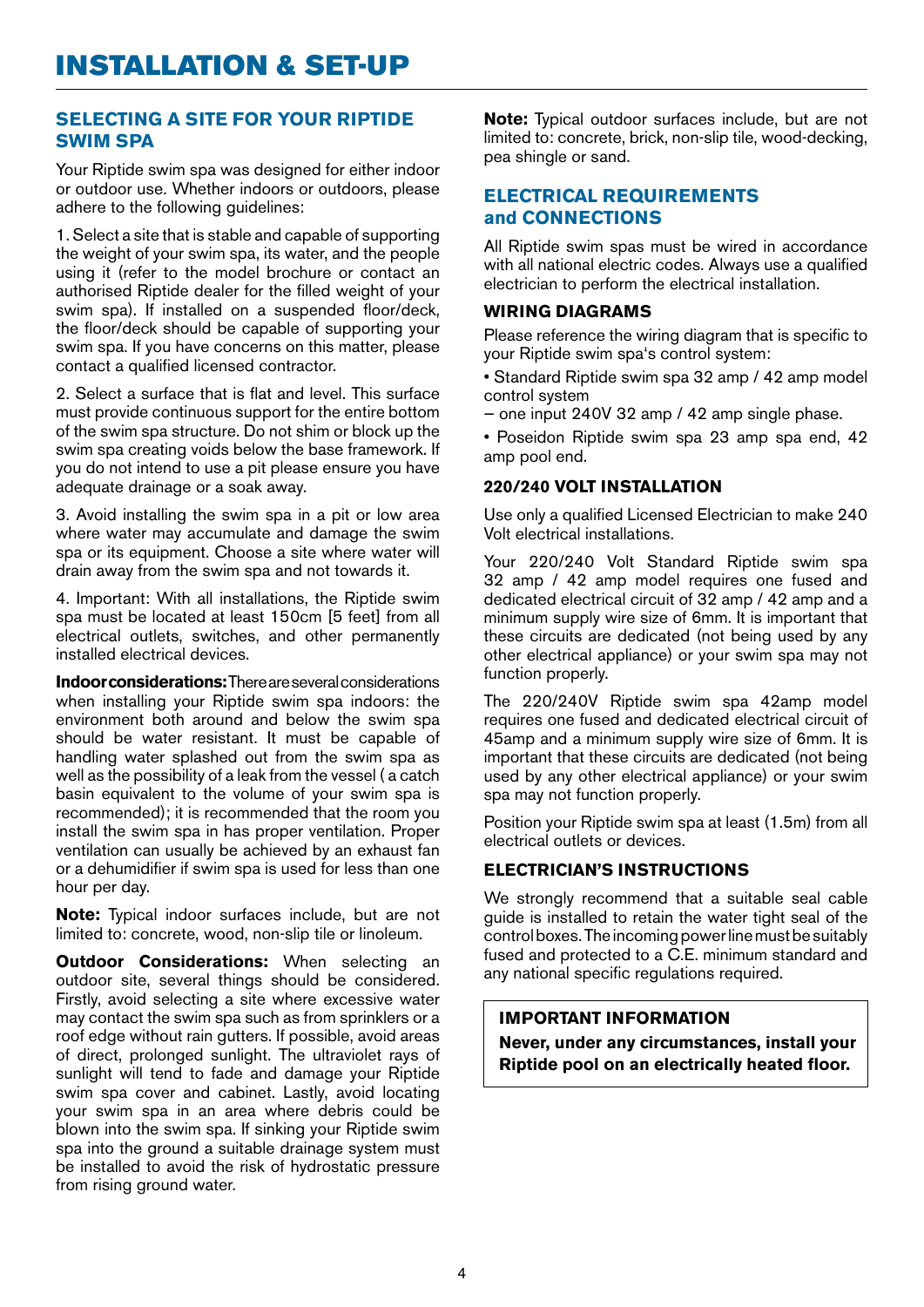# INSTALLATION & SET-UP

## SELECTING A SITE FOR YOUR RIPTIDE SWIM SPA

Your Riptide swim spa was designed for either indoor or outdoor use. Whether indoors or outdoors, please adhere to the following guidelines:

1. Select a site that is stable and capable of supporting the weight of your swim spa, its water, and the people using it (refer to the model brochure or contact an authorised Riptide dealer for the filled weight of your swim spa). If installed on a suspended floor/deck, the floor/deck should be capable of supporting your swim spa. If you have concerns on this matter, please contact a qualified licensed contractor.

2. Select a surface that is flat and level. This surface must provide continuous support for the entire bottom of the swim spa structure. Do not shim or block up the swim spa creating voids below the base framework. If you do not intend to use a pit please ensure you have adequate drainage or a soak away.

3. Avoid installing the swim spa in a pit or low area where water may accumulate and damage the swim spa or its equipment. Choose a site where water will drain away from the swim spa and not towards it.

4. Important: With all installations, the Riptide swim spa must be located at least 150cm [5 feet] from all electrical outlets, switches, and other permanently installed electrical devices.

**Indoor considerations:** There are several considerations when installing your Riptide swim spa indoors: the environment both around and below the swim spa should be water resistant. It must be capable of handling water splashed out from the swim spa as well as the possibility of a leak from the vessel ( a catch basin equivalent to the volume of your swim spa is recommended); it is recommended that the room you install the swim spa in has proper ventilation. Proper ventilation can usually be achieved by an exhaust fan or a dehumidifier if swim spa is used for less than one hour per day.

**Note:** Typical indoor surfaces include, but are not limited to: concrete, wood, non-slip tile or linoleum.

**Outdoor Considerations:** When selecting an outdoor site, several things should be considered. Firstly, avoid selecting a site where excessive water may contact the swim spa such as from sprinklers or a roof edge without rain gutters. If possible, avoid areas of direct, prolonged sunlight. The ultraviolet rays of sunlight will tend to fade and damage your Riptide swim spa cover and cabinet. Lastly, avoid locating your swim spa in an area where debris could be blown into the swim spa. If sinking your Riptide swim spa into the ground a suitable drainage system must be installed to avoid the risk of hydrostatic pressure from rising ground water.

**Note:** Typical outdoor surfaces include, but are not limited to: concrete, brick, non-slip tile, wood-decking, pea shingle or sand.

## ELECTRICAL REQUIREMENTS and CONNECTIONS

All Riptide swim spas must be wired in accordance with all national electric codes. Always use a qualified electrician to perform the electrical installation.

### WIRING DIAGRAMS

Please reference the wiring diagram that is specific to your Riptide swim spa's control system:

- Standard Riptide swim spa 32 amp / 42 amp model control system
  – one input 240V 32 amp / 42 amp single phase.
- Poseidon Riptide swim spa 23 amp spa end, 42 amp pool end.

### 220/240 VOLT INSTALLATION

Use only a qualified Licensed Electrician to make 240 Volt electrical installations.

Your 220/240 Volt Standard Riptide swim spa 32 amp / 42 amp model requires one fused and dedicated electrical circuit of 32 amp / 42 amp and a minimum supply wire size of 6mm. It is important that these circuits are dedicated (not being used by any other electrical appliance) or your swim spa may not function properly.

The 220/240V Riptide swim spa 42amp model requires one fused and dedicated electrical circuit of 45amp and a minimum supply wire size of 6mm. It is important that these circuits are dedicated (not being used by any other electrical appliance) or your swim spa may not function properly.

Position your Riptide swim spa at least (1.5m) from all electrical outlets or devices.

### ELECTRICIAN'S INSTRUCTIONS

We strongly recommend that a suitable seal cable guide is installed to retain the water tight seal of the control boxes. The incoming power line must be suitably fused and protected to a C.E. minimum standard and any national specific regulations required.

**IMPORTANT INFORMATION**

**Never, under any circumstances, install your Riptide pool on an electrically heated floor.**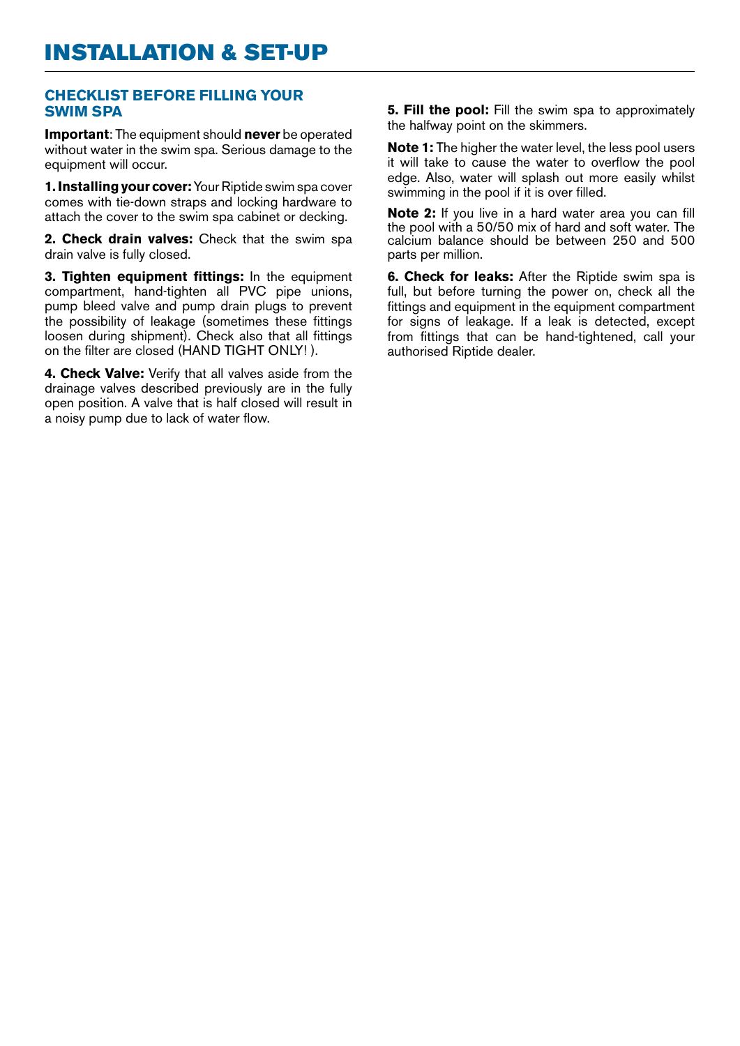# INSTALLATION & SET-UP

## CHECKLIST BEFORE FILLING YOUR SWIM SPA

**Important**: The equipment should **never** be operated without water in the swim spa. Serious damage to the equipment will occur.

**1. Installing your cover:** Your Riptide swim spa cover comes with tie-down straps and locking hardware to attach the cover to the swim spa cabinet or decking.

**2. Check drain valves:** Check that the swim spa drain valve is fully closed.

**3. Tighten equipment fittings:** In the equipment compartment, hand-tighten all PVC pipe unions, pump bleed valve and pump drain plugs to prevent the possibility of leakage (sometimes these fittings loosen during shipment). Check also that all fittings on the filter are closed (HAND TIGHT ONLY! ).

**4. Check Valve:** Verify that all valves aside from the drainage valves described previously are in the fully open position. A valve that is half closed will result in a noisy pump due to lack of water flow.

**5. Fill the pool:** Fill the swim spa to approximately the halfway point on the skimmers.

**Note 1:** The higher the water level, the less pool users it will take to cause the water to overflow the pool edge. Also, water will splash out more easily whilst swimming in the pool if it is over filled.

**Note 2:** If you live in a hard water area you can fill the pool with a 50/50 mix of hard and soft water. The calcium balance should be between 250 and 500 parts per million.

**6. Check for leaks:** After the Riptide swim spa is full, but before turning the power on, check all the fittings and equipment in the equipment compartment for signs of leakage. If a leak is detected, except from fittings that can be hand-tightened, call your authorised Riptide dealer.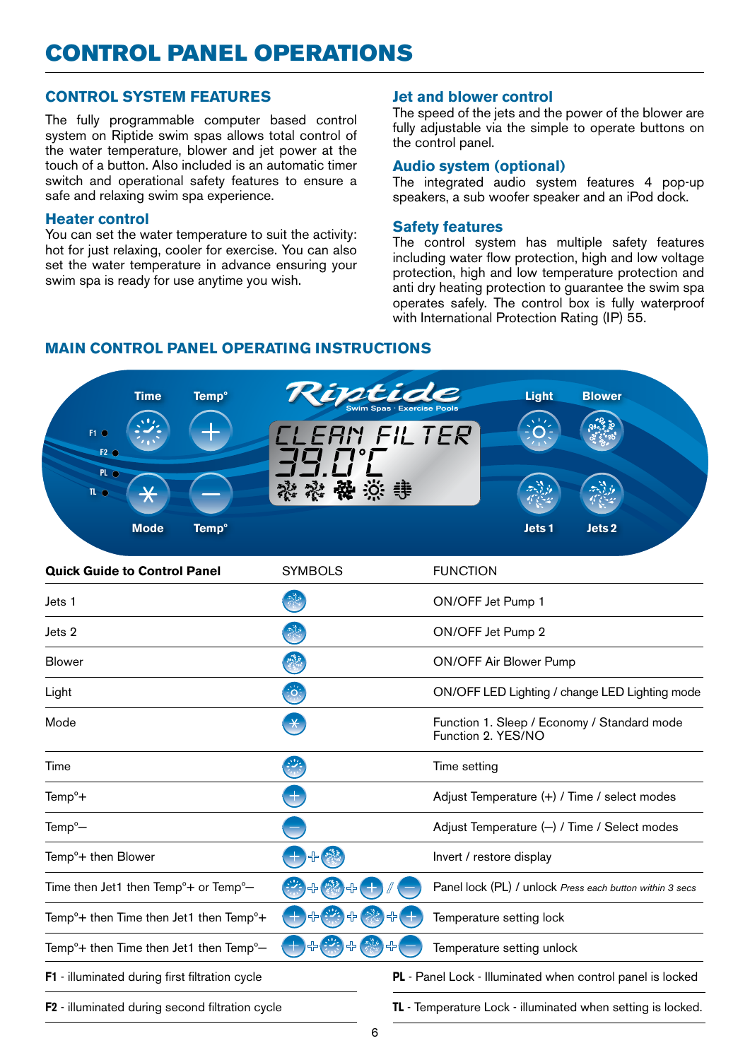# CONTROL PANEL OPERATIONS

## CONTROL SYSTEM FEATURES

The fully programmable computer based control system on Riptide swim spas allows total control of the water temperature, blower and jet power at the touch of a button. Also included is an automatic timer switch and operational safety features to ensure a safe and relaxing swim spa experience.

### Heater control

You can set the water temperature to suit the activity: hot for just relaxing, cooler for exercise. You can also set the water temperature in advance ensuring your swim spa is ready for use anytime you wish.

### Jet and blower control

The speed of the jets and the power of the blower are fully adjustable via the simple to operate buttons on the control panel.

### Audio system (optional)

The integrated audio system features 4 pop-up speakers, a sub woofer speaker and an iPod dock.

### Safety features

The control system has multiple safety features including water flow protection, high and low voltage protection, high and low temperature protection and anti dry heating protection to guarantee the swim spa operates safely. The control box is fully waterproof with International Protection Rating (IP) 55.

## MAIN CONTROL PANEL OPERATING INSTRUCTIONS

Time | Temp° | Riptide Swim Spas · Exercise Pools | Light | Blower

F1 · F2 · PL · TL

CLEAN FILTER
39.0°C

Mode | Temp° | Jets 1 | Jets 2

| **Quick Guide to Control Panel** | SYMBOLS | FUNCTION |
|---|---|---|
| Jets 1 | | ON/OFF Jet Pump 1 |
| Jets 2 | | ON/OFF Jet Pump 2 |
| Blower | | ON/OFF Air Blower Pump |
| Light | | ON/OFF LED Lighting / change LED Lighting mode |
| Mode | | Function 1. Sleep / Economy / Standard mode<br>Function 2. YES/NO |
| Time | | Time setting |
| Temp°+ | | Adjust Temperature (+) / Time / select modes |
| Temp°– | | Adjust Temperature (–) / Time / Select modes |
| Temp°+ then Blower | | Invert / restore display |
| Time then Jet1 then Temp°+ or Temp°– | | Panel lock (PL) / unlock *Press each button within 3 secs* |
| Temp°+ then Time then Jet1 then Temp°+ | | Temperature setting lock |
| Temp°+ then Time then Jet1 then Temp°– | | Temperature setting unlock |

**F1** - illuminated during first filtration cycle

**F2** - illuminated during second filtration cycle

**PL** - Panel Lock - Illuminated when control panel is locked

**TL** - Temperature Lock - illuminated when setting is locked.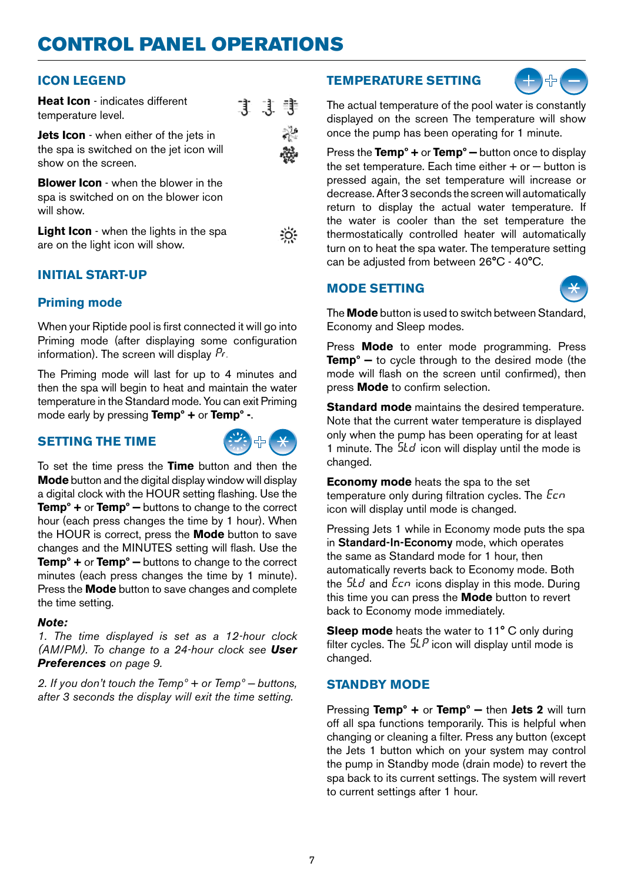# CONTROL PANEL OPERATIONS

## ICON LEGEND

**Heat Icon** - indicates different temperature level.

**Jets Icon** - when either of the jets in the spa is switched on the jet icon will show on the screen.

**Blower Icon** - when the blower in the spa is switched on on the blower icon will show.

**Light Icon** - when the lights in the spa are on the light icon will show.

## INITIAL START-UP

### Priming mode

When your Riptide pool is first connected it will go into Priming mode (after displaying some configuration information). The screen will display Pr.

The Priming mode will last for up to 4 minutes and then the spa will begin to heat and maintain the water temperature in the Standard mode. You can exit Priming mode early by pressing **Temp° +** or **Temp° -**.

## SETTING THE TIME

To set the time press the **Time** button and then the **Mode** button and the digital display window will display a digital clock with the HOUR setting flashing. Use the **Temp° +** or **Temp° —** buttons to change to the correct hour (each press changes the time by 1 hour). When the HOUR is correct, press the **Mode** button to save changes and the MINUTES setting will flash. Use the **Temp° +** or **Temp° —** buttons to change to the correct minutes (each press changes the time by 1 minute). Press the **Mode** button to save changes and complete the time setting.

***Note:***

*1. The time displayed is set as a 12-hour clock (AM/PM). To change to a 24-hour clock see **User Preferences** on page 9.*

*2. If you don't touch the Temp° + or Temp° — buttons, after 3 seconds the display will exit the time setting.*

## TEMPERATURE SETTING

The actual temperature of the pool water is constantly displayed on the screen The temperature will show once the pump has been operating for 1 minute.

Press the **Temp° +** or **Temp° —** button once to display the set temperature. Each time either + or — button is pressed again, the set temperature will increase or decrease. After 3 seconds the screen will automatically return to display the actual water temperature. If the water is cooler than the set temperature the thermostatically controlled heater will automatically turn on to heat the spa water. The temperature setting can be adjusted from between 26°C - 40°C.

## MODE SETTING

The **Mode** button is used to switch between Standard, Economy and Sleep modes.

Press **Mode** to enter mode programming. Press **Temp° —** to cycle through to the desired mode (the mode will flash on the screen until confirmed), then press **Mode** to confirm selection.

**Standard mode** maintains the desired temperature. Note that the current water temperature is displayed only when the pump has been operating for at least 1 minute. The Std icon will display until the mode is changed.

**Economy mode** heats the spa to the set temperature only during filtration cycles. The Ecn icon will display until mode is changed.

Pressing Jets 1 while in Economy mode puts the spa in **Standard-In-Economy** mode, which operates the same as Standard mode for 1 hour, then automatically reverts back to Economy mode. Both the Std and Ecn icons display in this mode. During this time you can press the **Mode** button to revert back to Economy mode immediately.

**Sleep mode** heats the water to 11° C only during filter cycles. The SLP icon will display until mode is changed.

## STANDBY MODE

Pressing **Temp° +** or **Temp° —** then **Jets 2** will turn off all spa functions temporarily. This is helpful when changing or cleaning a filter. Press any button (except the Jets 1 button which on your system may control the pump in Standby mode (drain mode) to revert the spa back to its current settings. The system will revert to current settings after 1 hour.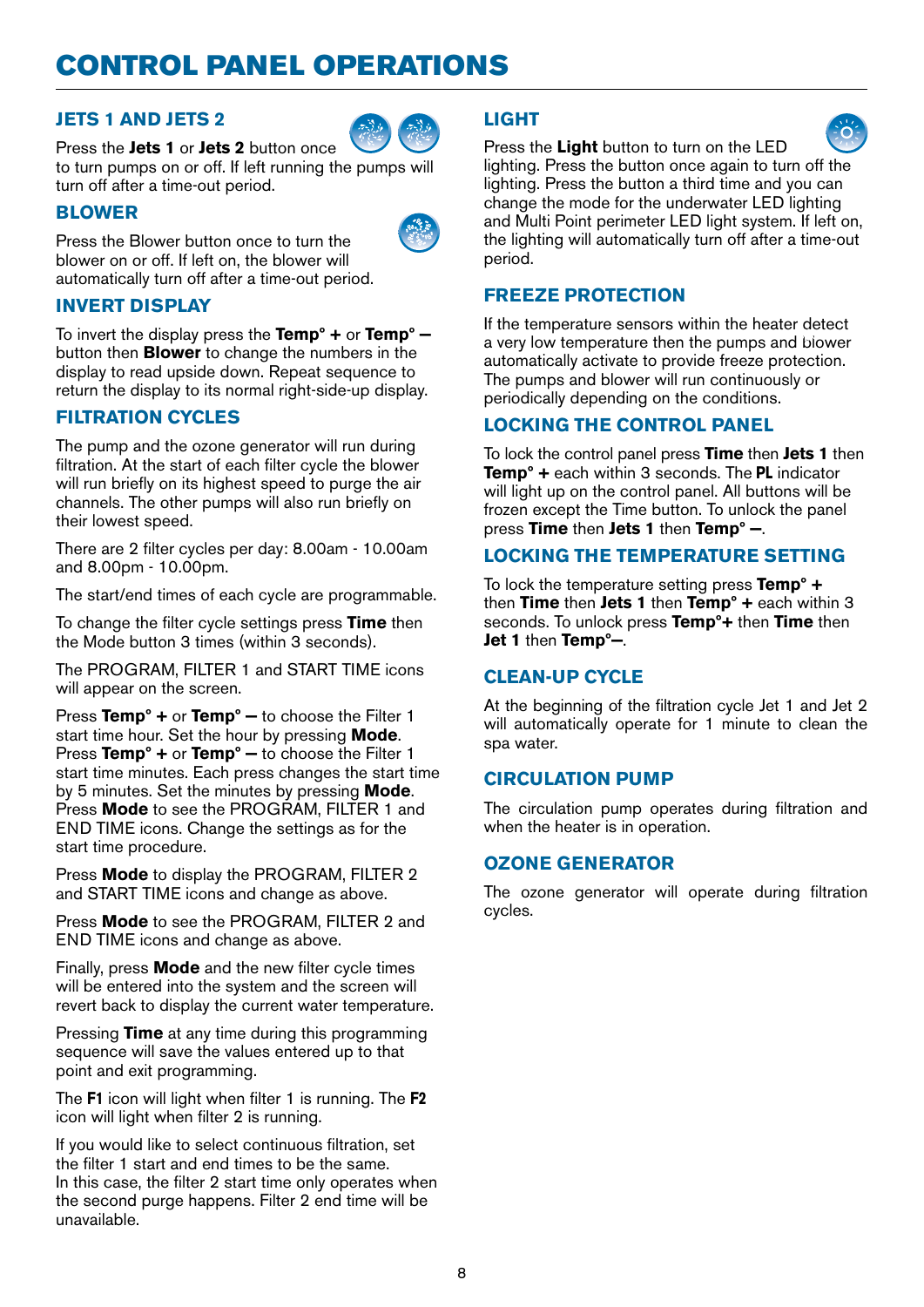# CONTROL PANEL OPERATIONS

## JETS 1 AND JETS 2

Press the **Jets 1** or **Jets 2** button once to turn pumps on or off. If left running the pumps will turn off after a time-out period.

## BLOWER

Press the Blower button once to turn the blower on or off. If left on, the blower will automatically turn off after a time-out period.

## INVERT DISPLAY

To invert the display press the **Temp° +** or **Temp° –** button then **Blower** to change the numbers in the display to read upside down. Repeat sequence to return the display to its normal right-side-up display.

## FILTRATION CYCLES

The pump and the ozone generator will run during filtration. At the start of each filter cycle the blower will run briefly on its highest speed to purge the air channels. The other pumps will also run briefly on their lowest speed.

There are 2 filter cycles per day: 8.00am - 10.00am and 8.00pm - 10.00pm.

The start/end times of each cycle are programmable.

To change the filter cycle settings press **Time** then the Mode button 3 times (within 3 seconds).

The PROGRAM, FILTER 1 and START TIME icons will appear on the screen.

Press **Temp° +** or **Temp° –** to choose the Filter 1 start time hour. Set the hour by pressing **Mode**. Press **Temp° +** or **Temp° –** to choose the Filter 1 start time minutes. Each press changes the start time by 5 minutes. Set the minutes by pressing **Mode**. Press **Mode** to see the PROGRAM, FILTER 1 and END TIME icons. Change the settings as for the start time procedure.

Press **Mode** to display the PROGRAM, FILTER 2 and START TIME icons and change as above.

Press **Mode** to see the PROGRAM, FILTER 2 and END TIME icons and change as above.

Finally, press **Mode** and the new filter cycle times will be entered into the system and the screen will revert back to display the current water temperature.

Pressing **Time** at any time during this programming sequence will save the values entered up to that point and exit programming.

The **F1** icon will light when filter 1 is running. The **F2** icon will light when filter 2 is running.

If you would like to select continuous filtration, set the filter 1 start and end times to be the same. In this case, the filter 2 start time only operates when the second purge happens. Filter 2 end time will be unavailable.

## LIGHT

Press the **Light** button to turn on the LED lighting. Press the button once again to turn off the lighting. Press the button a third time and you can change the mode for the underwater LED lighting and Multi Point perimeter LED light system. If left on, the lighting will automatically turn off after a time-out period.

## FREEZE PROTECTION

If the temperature sensors within the heater detect a very low temperature then the pumps and blower automatically activate to provide freeze protection. The pumps and blower will run continuously or periodically depending on the conditions.

## LOCKING THE CONTROL PANEL

To lock the control panel press **Time** then **Jets 1** then **Temp° +** each within 3 seconds. The **PL** indicator will light up on the control panel. All buttons will be frozen except the Time button. To unlock the panel press **Time** then **Jets 1** then **Temp° –**.

## LOCKING THE TEMPERATURE SETTING

To lock the temperature setting press **Temp° +** then **Time** then **Jets 1** then **Temp° +** each within 3 seconds. To unlock press **Temp°+** then **Time** then **Jet 1** then **Temp°–**.

## CLEAN-UP CYCLE

At the beginning of the filtration cycle Jet 1 and Jet 2 will automatically operate for 1 minute to clean the spa water.

## CIRCULATION PUMP

The circulation pump operates during filtration and when the heater is in operation.

## OZONE GENERATOR

The ozone generator will operate during filtration cycles.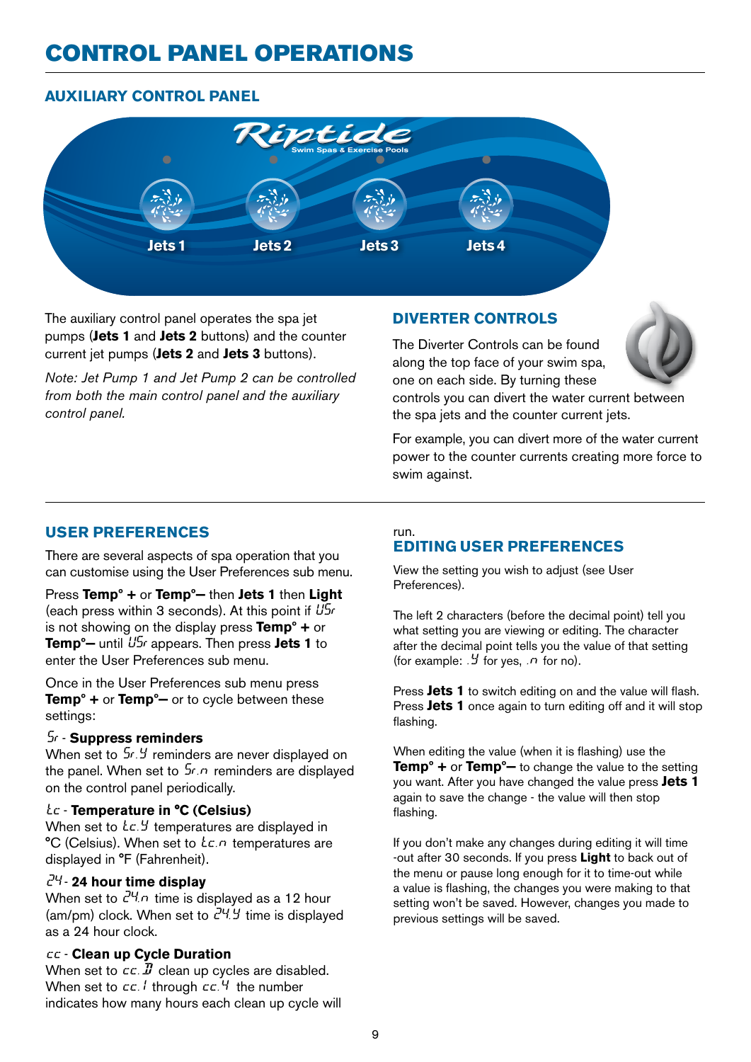# CONTROL PANEL OPERATIONS

## AUXILIARY CONTROL PANEL

Jets 1 Jets 2 Jets 3 Jets 4

The auxiliary control panel operates the spa jet pumps (**Jets 1** and **Jets 2** buttons) and the counter current jet pumps (**Jets 2** and **Jets 3** buttons).

*Note: Jet Pump 1 and Jet Pump 2 can be controlled from both the main control panel and the auxiliary control panel.*

## DIVERTER CONTROLS

The Diverter Controls can be found along the top face of your swim spa, one on each side. By turning these controls you can divert the water current between the spa jets and the counter current jets.

For example, you can divert more of the water current power to the counter currents creating more force to swim against.

## USER PREFERENCES

There are several aspects of spa operation that you can customise using the User Preferences sub menu.

Press **Temp° +** or **Temp°–** then **Jets 1** then **Light** (each press within 3 seconds). At this point if USr is not showing on the display press **Temp° +** or **Temp°–** until USr appears. Then press **Jets 1** to enter the User Preferences sub menu.

Once in the User Preferences sub menu press **Temp° +** or **Temp°–** or to cycle between these settings:

Sr - **Suppress reminders**
When set to Sr.Y reminders are never displayed on the panel. When set to Sr.n reminders are displayed on the control panel periodically.

tc - **Temperature in °C (Celsius)**
When set to tc.Y temperatures are displayed in °C (Celsius). When set to tc.n temperatures are displayed in °F (Fahrenheit).

24 - **24 hour time display**
When set to 24.n time is displayed as a 12 hour (am/pm) clock. When set to 24.Y time is displayed as a 24 hour clock.

cc - **Clean up Cycle Duration**
When set to cc.0 clean up cycles are disabled. When set to cc.1 through cc.4 the number indicates how many hours each clean up cycle will run.

## EDITING USER PREFERENCES

View the setting you wish to adjust (see User Preferences).

The left 2 characters (before the decimal point) tell you what setting you are viewing or editing. The character after the decimal point tells you the value of that setting (for example: .Y for yes, .n for no).

Press **Jets 1** to switch editing on and the value will flash. Press **Jets 1** once again to turn editing off and it will stop flashing.

When editing the value (when it is flashing) use the **Temp° +** or **Temp°–** to change the value to the setting you want. After you have changed the value press **Jets 1** again to save the change - the value will then stop flashing.

If you don't make any changes during editing it will time -out after 30 seconds. If you press **Light** to back out of the menu or pause long enough for it to time-out while a value is flashing, the changes you were making to that setting won't be saved. However, changes you made to previous settings will be saved.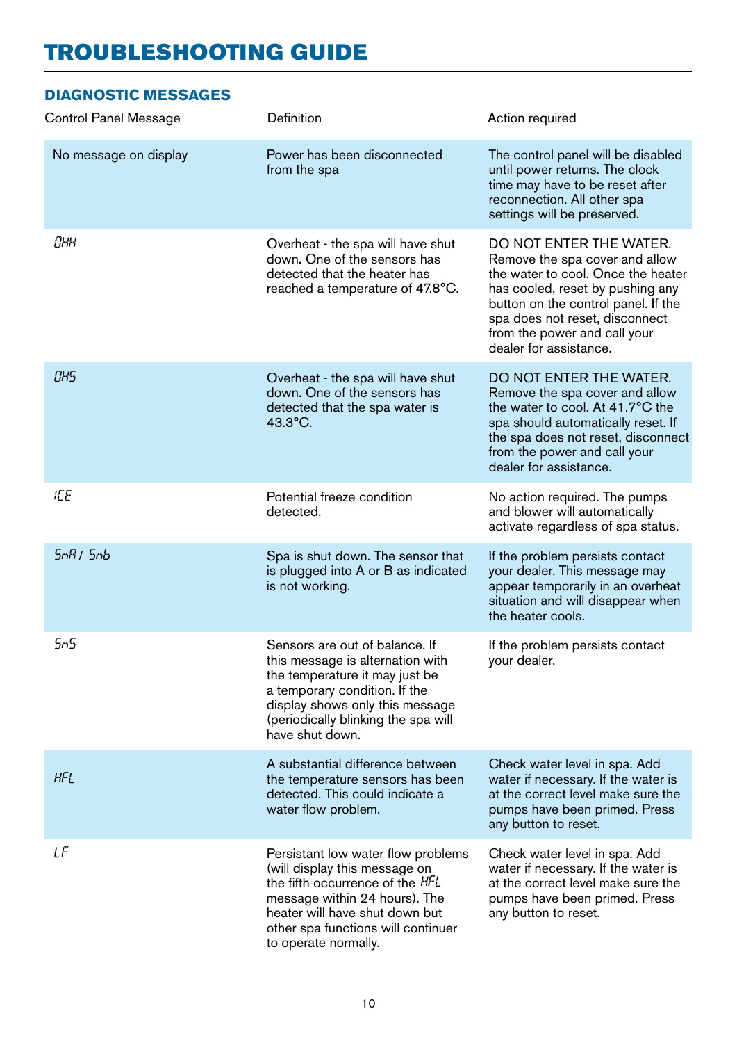# TROUBLESHOOTING GUIDE

## DIAGNOSTIC MESSAGES

| Control Panel Message | Definition | Action required |
| --- | --- | --- |
| No message on display | Power has been disconnected from the spa | The control panel will be disabled until power returns. The clock time may have to be reset after reconnection. All other spa settings will be preserved. |
| OHH | Overheat - the spa will have shut down. One of the sensors has detected that the heater has reached a temperature of 47.8°C. | DO NOT ENTER THE WATER. Remove the spa cover and allow the water to cool. Once the heater has cooled, reset by pushing any button on the control panel. If the spa does not reset, disconnect from the power and call your dealer for assistance. |
| OHS | Overheat - the spa will have shut down. One of the sensors has detected that the spa water is 43.3°C. | DO NOT ENTER THE WATER. Remove the spa cover and allow the water to cool. At 41.7°C the spa should automatically reset. If the spa does not reset, disconnect from the power and call your dealer for assistance. |
| ICE | Potential freeze condition detected. | No action required. The pumps and blower will automatically activate regardless of spa status. |
| SnA / Snb | Spa is shut down. The sensor that is plugged into A or B as indicated is not working. | If the problem persists contact your dealer. This message may appear temporarily in an overheat situation and will disappear when the heater cools. |
| SnS | Sensors are out of balance. If this message is alternation with the temperature it may just be a temporary condition. If the display shows only this message (periodically blinking the spa will have shut down. | If the problem persists contact your dealer. |
| HFL | A substantial difference between the temperature sensors has been detected. This could indicate a water flow problem. | Check water level in spa. Add water if necessary. If the water is at the correct level make sure the pumps have been primed. Press any button to reset. |
| LF | Persistant low water flow problems (will display this message on the fifth occurrence of the HFL message within 24 hours). The heater will have shut down but other spa functions will continuer to operate normally. | Check water level in spa. Add water if necessary. If the water is at the correct level make sure the pumps have been primed. Press any button to reset. |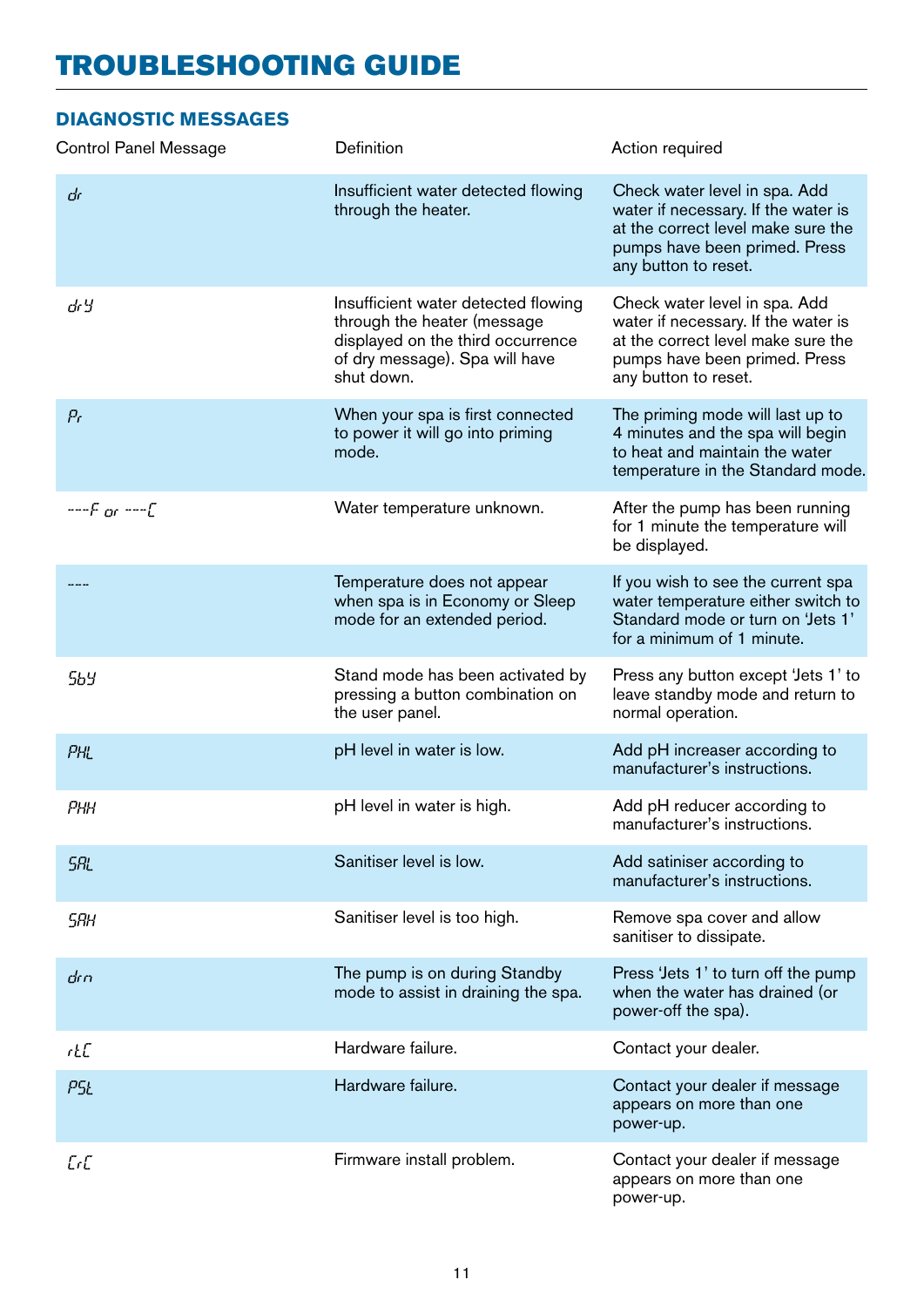# TROUBLESHOOTING GUIDE

## DIAGNOSTIC MESSAGES

| Control Panel Message | Definition | Action required |
| --- | --- | --- |
| dr | Insufficient water detected flowing through the heater. | Check water level in spa. Add water if necessary. If the water is at the correct level make sure the pumps have been primed. Press any button to reset. |
| drY | Insufficient water detected flowing through the heater (message displayed on the third occurrence of dry message). Spa will have shut down. | Check water level in spa. Add water if necessary. If the water is at the correct level make sure the pumps have been primed. Press any button to reset. |
| Pr | When your spa is first connected to power it will go into priming mode. | The priming mode will last up to 4 minutes and the spa will begin to heat and maintain the water temperature in the Standard mode. |
| ---F or ---C | Water temperature unknown. | After the pump has been running for 1 minute the temperature will be displayed. |
| ---- | Temperature does not appear when spa is in Economy or Sleep mode for an extended period. | If you wish to see the current spa water temperature either switch to Standard mode or turn on 'Jets 1' for a minimum of 1 minute. |
| SbY | Stand mode has been activated by pressing a button combination on the user panel. | Press any button except 'Jets 1' to leave standby mode and return to normal operation. |
| PHL | pH level in water is low. | Add pH increaser according to manufacturer's instructions. |
| PHH | pH level in water is high. | Add pH reducer according to manufacturer's instructions. |
| SAL | Sanitiser level is low. | Add satiniser according to manufacturer's instructions. |
| SAH | Sanitiser level is too high. | Remove spa cover and allow sanitiser to dissipate. |
| drn | The pump is on during Standby mode to assist in draining the spa. | Press 'Jets 1' to turn off the pump when the water has drained (or power-off the spa). |
| rtC | Hardware failure. | Contact your dealer. |
| PSt | Hardware failure. | Contact your dealer if message appears on more than one power-up. |
| CrC | Firmware install problem. | Contact your dealer if message appears on more than one power-up. |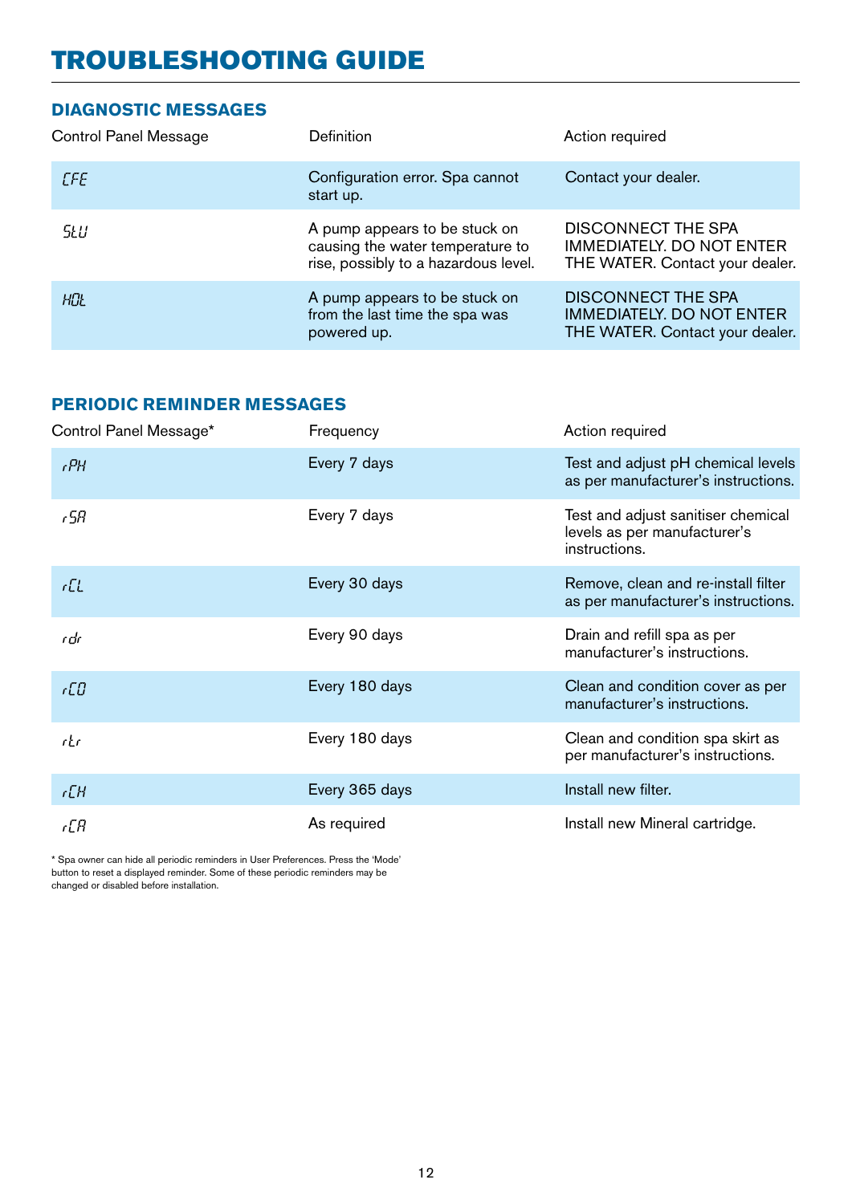# TROUBLESHOOTING GUIDE

## DIAGNOSTIC MESSAGES

| Control Panel Message | Definition | Action required |
|---|---|---|
| CFE | Configuration error. Spa cannot start up. | Contact your dealer. |
| StU | A pump appears to be stuck on causing the water temperature to rise, possibly to a hazardous level. | DISCONNECT THE SPA IMMEDIATELY. DO NOT ENTER THE WATER. Contact your dealer. |
| HOt | A pump appears to be stuck on from the last time the spa was powered up. | DISCONNECT THE SPA IMMEDIATELY. DO NOT ENTER THE WATER. Contact your dealer. |

## PERIODIC REMINDER MESSAGES

| Control Panel Message* | Frequency | Action required |
|---|---|---|
| rPH | Every 7 days | Test and adjust pH chemical levels as per manufacturer's instructions. |
| rSA | Every 7 days | Test and adjust sanitiser chemical levels as per manufacturer's instructions. |
| rCL | Every 30 days | Remove, clean and re-install filter as per manufacturer's instructions. |
| rdr | Every 90 days | Drain and refill spa as per manufacturer's instructions. |
| rCO | Every 180 days | Clean and condition cover as per manufacturer's instructions. |
| rtr | Every 180 days | Clean and condition spa skirt as per manufacturer's instructions. |
| rCH | Every 365 days | Install new filter. |
| rCA | As required | Install new Mineral cartridge. |

* Spa owner can hide all periodic reminders in User Preferences. Press the 'Mode' button to reset a displayed reminder. Some of these periodic reminders may be changed or disabled before installation.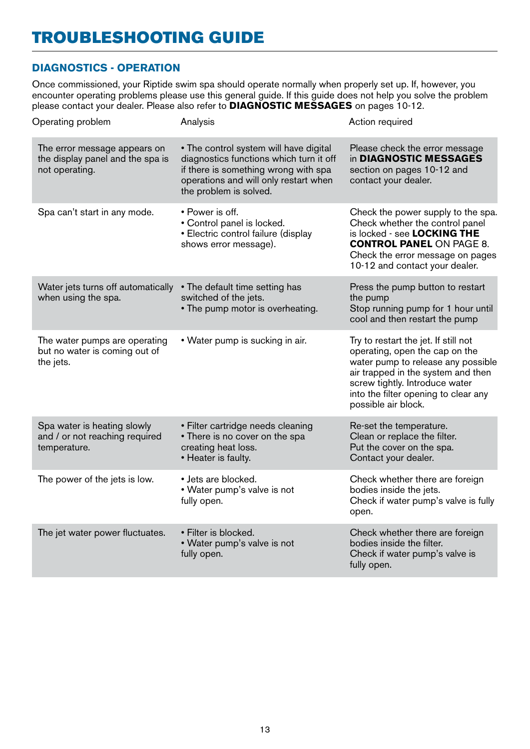# TROUBLESHOOTING GUIDE

## DIAGNOSTICS - OPERATION

Once commissioned, your Riptide swim spa should operate normally when properly set up. If, however, you encounter operating problems please use this general guide. If this guide does not help you solve the problem please contact your dealer. Please also refer to **DIAGNOSTIC MESSAGES** on pages 10-12.

| Operating problem | Analysis | Action required |
|---|---|---|
| The error message appears on the display panel and the spa is not operating. | • The control system will have digital diagnostics functions which turn it off if there is something wrong with spa operations and will only restart when the problem is solved. | Please check the error message in **DIAGNOSTIC MESSAGES** section on pages 10-12 and contact your dealer. |
| Spa can't start in any mode. | • Power is off.<br>• Control panel is locked.<br>• Electric control failure (display shows error message). | Check the power supply to the spa. Check whether the control panel is locked - see **LOCKING THE CONTROL PANEL** ON PAGE 8. Check the error message on pages 10-12 and contact your dealer. |
| Water jets turns off automatically when using the spa. | • The default time setting has switched of the jets.<br>• The pump motor is overheating. | Press the pump button to restart the pump<br>Stop running pump for 1 hour until cool and then restart the pump |
| The water pumps are operating but no water is coming out of the jets. | • Water pump is sucking in air. | Try to restart the jet. If still not operating, open the cap on the water pump to release any possible air trapped in the system and then screw tightly. Introduce water into the filter opening to clear any possible air block. |
| Spa water is heating slowly and / or not reaching required temperature. | • Filter cartridge needs cleaning<br>• There is no cover on the spa creating heat loss.<br>• Heater is faulty. | Re-set the temperature.<br>Clean or replace the filter.<br>Put the cover on the spa.<br>Contact your dealer. |
| The power of the jets is low. | • Jets are blocked.<br>• Water pump's valve is not fully open. | Check whether there are foreign bodies inside the jets.<br>Check if water pump's valve is fully open. |
| The jet water power fluctuates. | • Filter is blocked.<br>• Water pump's valve is not fully open. | Check whether there are foreign bodies inside the filter.<br>Check if water pump's valve is fully open. |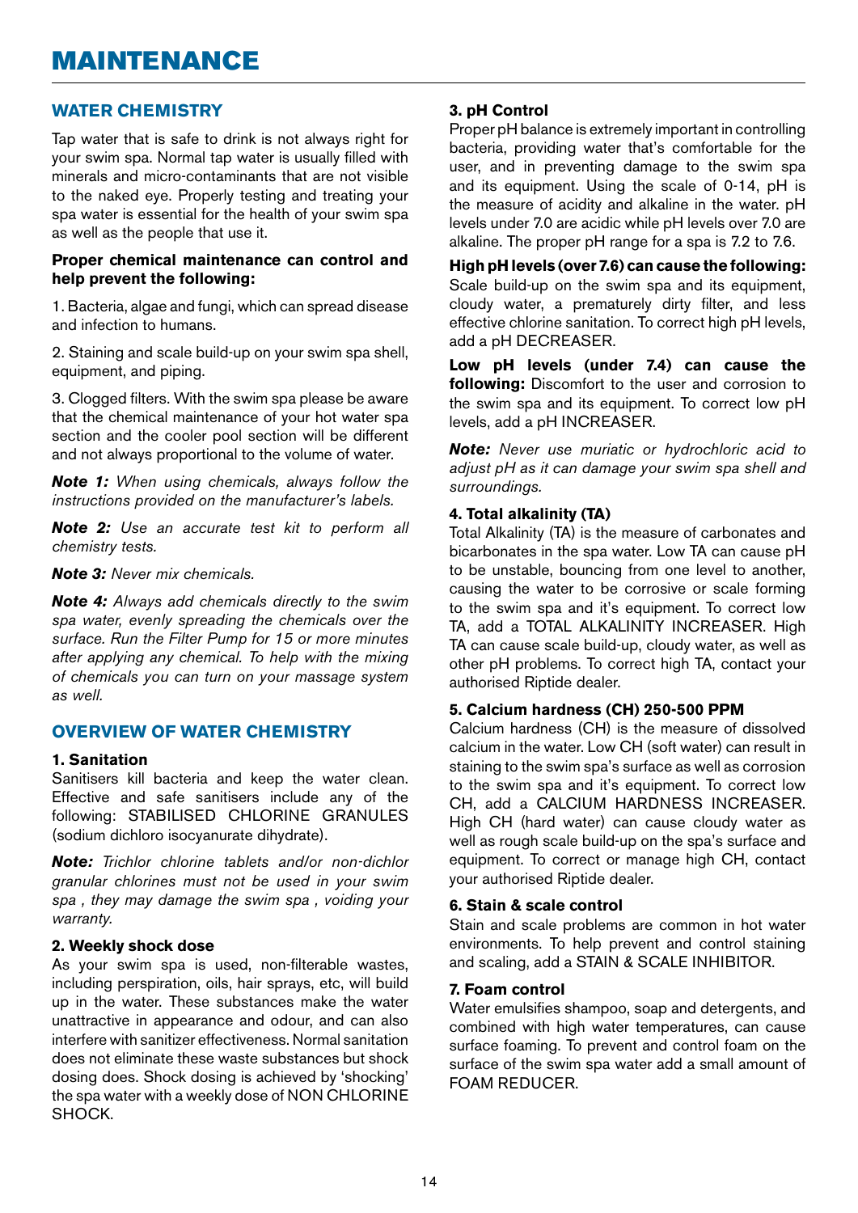# MAINTENANCE

## WATER CHEMISTRY

Tap water that is safe to drink is not always right for your swim spa. Normal tap water is usually filled with minerals and micro-contaminants that are not visible to the naked eye. Properly testing and treating your spa water is essential for the health of your swim spa as well as the people that use it.

**Proper chemical maintenance can control and help prevent the following:**

1. Bacteria, algae and fungi, which can spread disease and infection to humans.

2. Staining and scale build-up on your swim spa shell, equipment, and piping.

3. Clogged filters. With the swim spa please be aware that the chemical maintenance of your hot water spa section and the cooler pool section will be different and not always proportional to the volume of water.

***Note 1:*** *When using chemicals, always follow the instructions provided on the manufacturer's labels.*

***Note 2:*** *Use an accurate test kit to perform all chemistry tests.*

***Note 3:*** *Never mix chemicals.*

***Note 4:*** *Always add chemicals directly to the swim spa water, evenly spreading the chemicals over the surface. Run the Filter Pump for 15 or more minutes after applying any chemical. To help with the mixing of chemicals you can turn on your massage system as well.*

## OVERVIEW OF WATER CHEMISTRY

### 1. Sanitation

Sanitisers kill bacteria and keep the water clean. Effective and safe sanitisers include any of the following: STABILISED CHLORINE GRANULES (sodium dichloro isocyanurate dihydrate).

***Note:*** *Trichlor chlorine tablets and/or non-dichlor granular chlorines must not be used in your swim spa , they may damage the swim spa , voiding your warranty.*

### 2. Weekly shock dose

As your swim spa is used, non-filterable wastes, including perspiration, oils, hair sprays, etc, will build up in the water. These substances make the water unattractive in appearance and odour, and can also interfere with sanitizer effectiveness. Normal sanitation does not eliminate these waste substances but shock dosing does. Shock dosing is achieved by 'shocking' the spa water with a weekly dose of NON CHLORINE SHOCK.

### 3. pH Control

Proper pH balance is extremely important in controlling bacteria, providing water that's comfortable for the user, and in preventing damage to the swim spa and its equipment. Using the scale of 0-14, pH is the measure of acidity and alkaline in the water. pH levels under 7.0 are acidic while pH levels over 7.0 are alkaline. The proper pH range for a spa is 7.2 to 7.6.

**High pH levels (over 7.6) can cause the following:** Scale build-up on the swim spa and its equipment, cloudy water, a prematurely dirty filter, and less effective chlorine sanitation. To correct high pH levels, add a pH DECREASER.

**Low pH levels (under 7.4) can cause the following:** Discomfort to the user and corrosion to the swim spa and its equipment. To correct low pH levels, add a pH INCREASER.

***Note:*** *Never use muriatic or hydrochloric acid to adjust pH as it can damage your swim spa shell and surroundings.*

### 4. Total alkalinity (TA)

Total Alkalinity (TA) is the measure of carbonates and bicarbonates in the spa water. Low TA can cause pH to be unstable, bouncing from one level to another, causing the water to be corrosive or scale forming to the swim spa and it's equipment. To correct low TA, add a TOTAL ALKALINITY INCREASER. High TA can cause scale build-up, cloudy water, as well as other pH problems. To correct high TA, contact your authorised Riptide dealer.

### 5. Calcium hardness (CH) 250-500 PPM

Calcium hardness (CH) is the measure of dissolved calcium in the water. Low CH (soft water) can result in staining to the swim spa's surface as well as corrosion to the swim spa and it's equipment. To correct low CH, add a CALCIUM HARDNESS INCREASER. High CH (hard water) can cause cloudy water as well as rough scale build-up on the spa's surface and equipment. To correct or manage high CH, contact your authorised Riptide dealer.

### 6. Stain & scale control

Stain and scale problems are common in hot water environments. To help prevent and control staining and scaling, add a STAIN & SCALE INHIBITOR.

### 7. Foam control

Water emulsifies shampoo, soap and detergents, and combined with high water temperatures, can cause surface foaming. To prevent and control foam on the surface of the swim spa water add a small amount of FOAM REDUCER.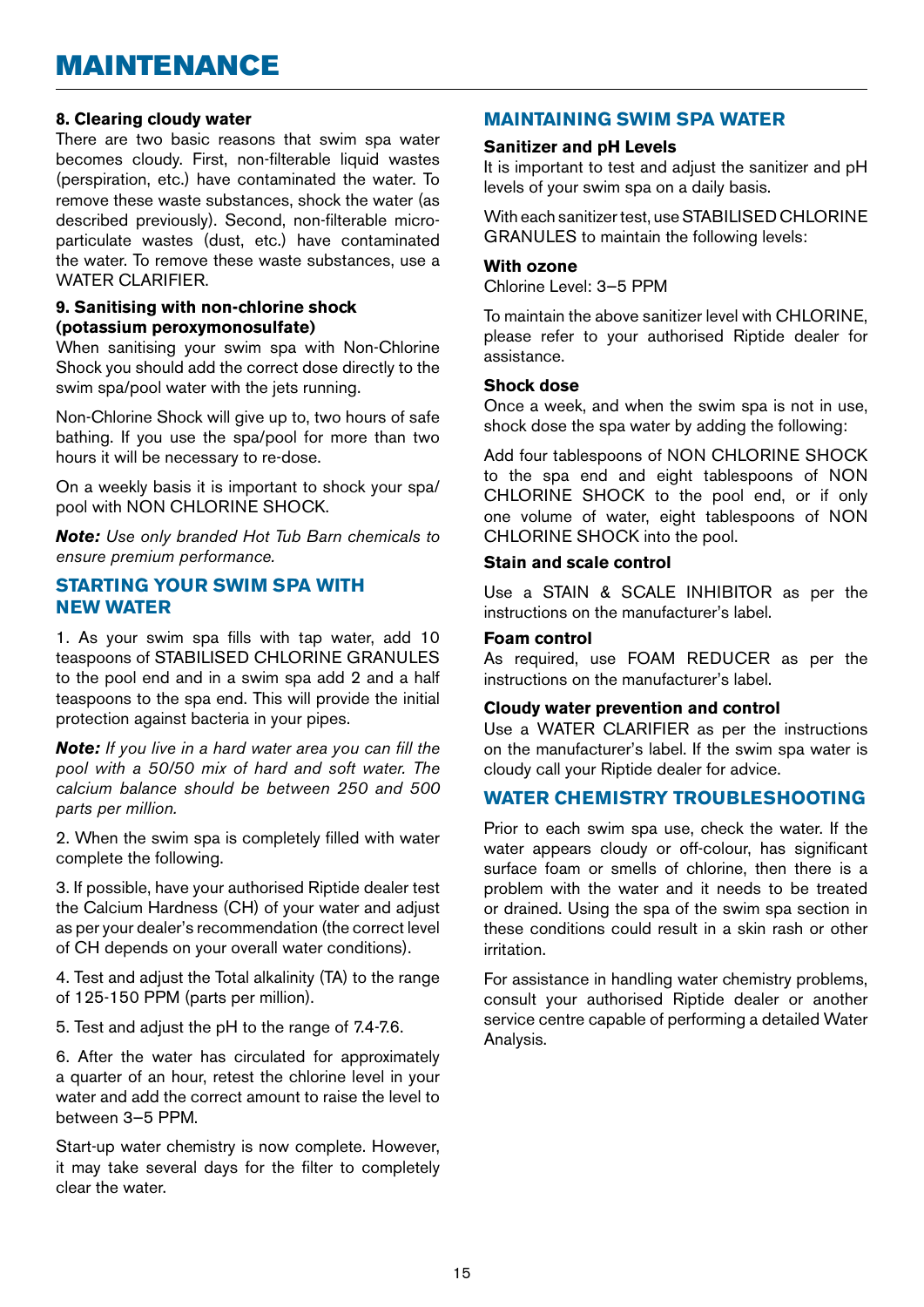# MAINTENANCE

**8. Clearing cloudy water**

There are two basic reasons that swim spa water becomes cloudy. First, non-filterable liquid wastes (perspiration, etc.) have contaminated the water. To remove these waste substances, shock the water (as described previously). Second, non-filterable micro-particulate wastes (dust, etc.) have contaminated the water. To remove these waste substances, use a WATER CLARIFIER.

**9. Sanitising with non-chlorine shock (potassium peroxymonosulfate)**

When sanitising your swim spa with Non-Chlorine Shock you should add the correct dose directly to the swim spa/pool water with the jets running.

Non-Chlorine Shock will give up to, two hours of safe bathing. If you use the spa/pool for more than two hours it will be necessary to re-dose.

On a weekly basis it is important to shock your spa/pool with NON CHLORINE SHOCK.

***Note:*** *Use only branded Hot Tub Barn chemicals to ensure premium performance.*

## STARTING YOUR SWIM SPA WITH NEW WATER

1. As your swim spa fills with tap water, add 10 teaspoons of STABILISED CHLORINE GRANULES to the pool end and in a swim spa add 2 and a half teaspoons to the spa end. This will provide the initial protection against bacteria in your pipes.

***Note:*** *If you live in a hard water area you can fill the pool with a 50/50 mix of hard and soft water. The calcium balance should be between 250 and 500 parts per million.*

2. When the swim spa is completely filled with water complete the following.

3. If possible, have your authorised Riptide dealer test the Calcium Hardness (CH) of your water and adjust as per your dealer's recommendation (the correct level of CH depends on your overall water conditions).

4. Test and adjust the Total alkalinity (TA) to the range of 125-150 PPM (parts per million).

5. Test and adjust the pH to the range of 7.4-7.6.

6. After the water has circulated for approximately a quarter of an hour, retest the chlorine level in your water and add the correct amount to raise the level to between 3–5 PPM.

Start-up water chemistry is now complete. However, it may take several days for the filter to completely clear the water.

## MAINTAINING SWIM SPA WATER

**Sanitizer and pH Levels**

It is important to test and adjust the sanitizer and pH levels of your swim spa on a daily basis.

With each sanitizer test, use STABILISED CHLORINE GRANULES to maintain the following levels:

**With ozone**

Chlorine Level: 3–5 PPM

To maintain the above sanitizer level with CHLORINE, please refer to your authorised Riptide dealer for assistance.

**Shock dose**

Once a week, and when the swim spa is not in use, shock dose the spa water by adding the following:

Add four tablespoons of NON CHLORINE SHOCK to the spa end and eight tablespoons of NON CHLORINE SHOCK to the pool end, or if only one volume of water, eight tablespoons of NON CHLORINE SHOCK into the pool.

**Stain and scale control**

Use a STAIN & SCALE INHIBITOR as per the instructions on the manufacturer's label.

**Foam control**

As required, use FOAM REDUCER as per the instructions on the manufacturer's label.

**Cloudy water prevention and control**

Use a WATER CLARIFIER as per the instructions on the manufacturer's label. If the swim spa water is cloudy call your Riptide dealer for advice.

## WATER CHEMISTRY TROUBLESHOOTING

Prior to each swim spa use, check the water. If the water appears cloudy or off-colour, has significant surface foam or smells of chlorine, then there is a problem with the water and it needs to be treated or drained. Using the spa of the swim spa section in these conditions could result in a skin rash or other irritation.

For assistance in handling water chemistry problems, consult your authorised Riptide dealer or another service centre capable of performing a detailed Water Analysis.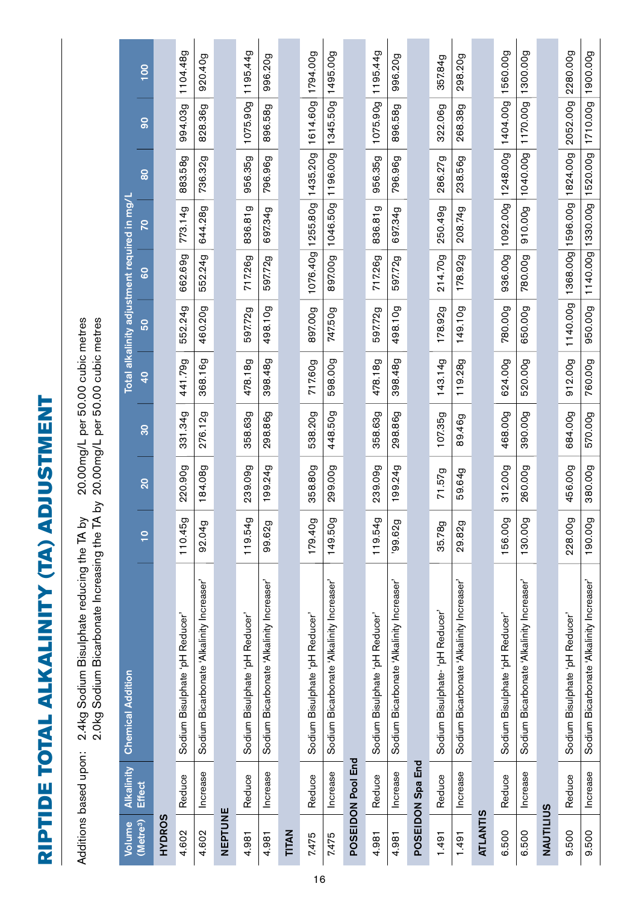# RIPTIDE TOTAL ALKALINITY (TA) ADJUSTMENT

Additions based upon: 2.4kg Sodium Bisulphate reducing the TA by 20.00mg/L per 50.00 cubic metres
2.0kg Sodium Bicarbonate Increasing the TA by 20.00mg/L per 50.00 cubic metres

| Volume (Metre³) | Alkalinity Effect | Chemical Addition | Total alkalinity adjustment required in mg/L | | | | | | | | | |
|---|---|---|---|---|---|---|---|---|---|---|---|---|
| | | | 10 | 20 | 30 | 40 | 50 | 60 | 70 | 80 | 90 | 100 |
| **HYDROS** | | | | | | | | | | | | |
| 4.602 | Reduce | Sodium Bisulphate 'pH Reducer' | 110.45g | 220.90g | 331.34g | 441.79g | 552.24g | 662.69g | 773.14g | 883.58g | 994.03g | 1104.48g |
| 4.602 | Increase | Sodium Bicarbonate 'Alkalinity Increaser' | 92.04g | 184.08g | 276.12g | 368.16g | 460.20g | 552.24g | 644.28g | 736.32g | 828.36g | 920.40g |
| **NEPTUNE** | | | | | | | | | | | | |
| 4.981 | Reduce | Sodium Bisulphate 'pH Reducer' | 119.54g | 239.09g | 358.63g | 478.18g | 597.72g | 717.26g | 836.81g | 956.35g | 1075.90g | 1195.44g |
| 4.981 | Increase | Sodium Bicarbonate 'Alkalinity Increaser' | 99.62g | 199.24g | 298.86g | 398.48g | 498.10g | 597.72g | 697.34g | 796.96g | 896.58g | 996.20g |
| **TITAN** | | | | | | | | | | | | |
| 7.475 | Reduce | Sodium Bisulphate 'pH Reducer' | 179.40g | 358.80g | 538.20g | 717.60g | 897.00g | 1076.40g | 1255.80g | 1435.20g | 1614.60g | 1794.00g |
| 7.475 | Increase | Sodium Bicarbonate 'Alkalinity Increaser' | 149.50g | 299.00g | 448.50g | 598.00g | 747.50g | 897.00g | 1046.50g | 1196.00g | 1345.50g | 1495.00g |
| **POSEIDON Pool End** | | | | | | | | | | | | |
| 4.981 | Reduce | Sodium Bisulphate 'pH Reducer' | 119.54g | 239.09g | 358.63g | 478.18g | 597.72g | 717.26g | 836.81g | 956.35g | 1075.90g | 1195.44g |
| 4.981 | Increase | Sodium Bicarbonate 'Alkalinity Increaser' | '99.62g | 199.24g | 298.86g | 398.48g | 498.10g | 597.72g | 697.34g | 796.96g | 896.58g | 996.20g |
| **POSEIDON Spa End** | | | | | | | | | | | | |
| 1.491 | Reduce | Sodium Bisulphate- 'pH Reducer' | 35.78g | 71.57g | 107.35g | 143.14g | 178.92g | 214.70g | 250.49g | 286.27g | 322.06g | 357.84g |
| 1.491 | Increase | Sodium Bicarbonate 'Alkalinity Increaser' | 29.82g | 59.64g | 89.46g | 119.28g | 149.10g | 178.92g | 208.74g | 238.56g | 268.38g | 298.20g |
| **ATLANTIS** | | | | | | | | | | | | |
| 6.500 | Reduce | Sodium Bisulphate 'pH Reducer' | 156.00g | 312.00g | 468.00g | 624.00g | 780.00g | 936.00g | 1092.00g | 1248.00g | 1404.00g | 1560.00g |
| 6.500 | Increase | Sodium Bicarbonate 'Alkalinity Increaser' | 130.00g | 260.00g | 390.00g | 520.00g | 650.00g | 780.00g | 910.00g | 1040.00g | 1170.00g | 1300.00g |
| **NAUTILIUS** | | | | | | | | | | | | |
| 9.500 | Reduce | Sodium Bisulphate 'pH Reducer' | 228.00g | 456.00g | 684.00g | 912.00g | 1140.00g | 1368.00g | 1596.00g | 1824.00g | 2052.00g | 2280.00g |
| 9.500 | Increase | Sodium Bicarbonate 'Alkalinity Increaser' | 190.00g | 380.00g | 570.00g | 760.00g | 950.00g | 1140.00g | 1330.00g | 1520.00g | 1710.00g | 1900.00g |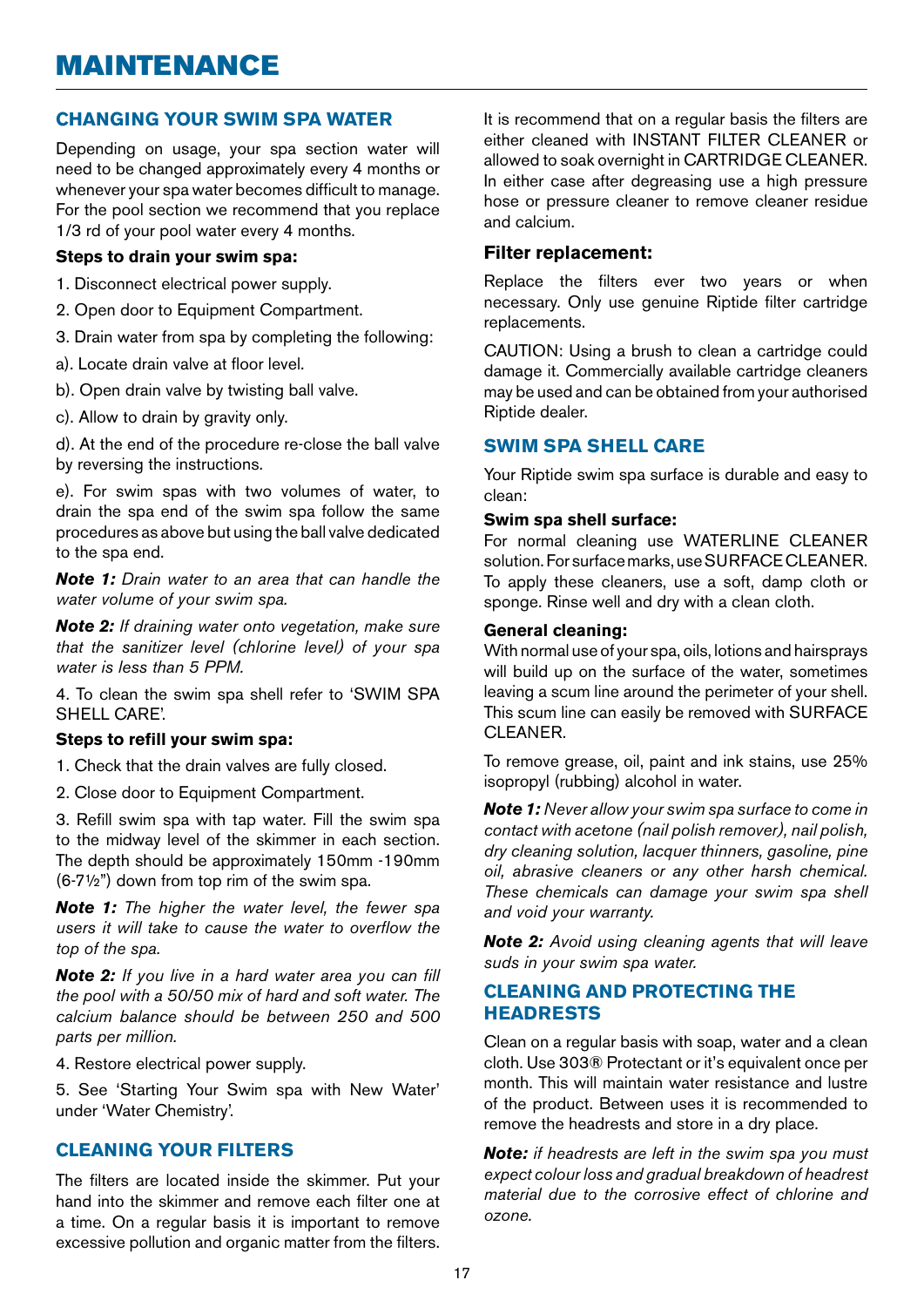# MAINTENANCE

## CHANGING YOUR SWIM SPA WATER

Depending on usage, your spa section water will need to be changed approximately every 4 months or whenever your spa water becomes difficult to manage. For the pool section we recommend that you replace 1/3 rd of your pool water every 4 months.

**Steps to drain your swim spa:**

1. Disconnect electrical power supply.
2. Open door to Equipment Compartment.
3. Drain water from spa by completing the following:

a). Locate drain valve at floor level.

b). Open drain valve by twisting ball valve.

c). Allow to drain by gravity only.

d). At the end of the procedure re-close the ball valve by reversing the instructions.

e). For swim spas with two volumes of water, to drain the spa end of the swim spa follow the same procedures as above but using the ball valve dedicated to the spa end.

***Note 1:*** *Drain water to an area that can handle the water volume of your swim spa.*

***Note 2:*** *If draining water onto vegetation, make sure that the sanitizer level (chlorine level) of your spa water is less than 5 PPM.*

4. To clean the swim spa shell refer to 'SWIM SPA SHELL CARE'.

**Steps to refill your swim spa:**

1. Check that the drain valves are fully closed.
2. Close door to Equipment Compartment.
3. Refill swim spa with tap water. Fill the swim spa to the midway level of the skimmer in each section. The depth should be approximately 150mm -190mm (6-7½") down from top rim of the swim spa.

***Note 1:*** *The higher the water level, the fewer spa users it will take to cause the water to overflow the top of the spa.*

***Note 2:*** *If you live in a hard water area you can fill the pool with a 50/50 mix of hard and soft water. The calcium balance should be between 250 and 500 parts per million.*

4. Restore electrical power supply.
5. See 'Starting Your Swim spa with New Water' under 'Water Chemistry'.

## CLEANING YOUR FILTERS

The filters are located inside the skimmer. Put your hand into the skimmer and remove each filter one at a time. On a regular basis it is important to remove excessive pollution and organic matter from the filters.

It is recommend that on a regular basis the filters are either cleaned with INSTANT FILTER CLEANER or allowed to soak overnight in CARTRIDGE CLEANER. In either case after degreasing use a high pressure hose or pressure cleaner to remove cleaner residue and calcium.

### Filter replacement:

Replace the filters ever two years or when necessary. Only use genuine Riptide filter cartridge replacements.

CAUTION: Using a brush to clean a cartridge could damage it. Commercially available cartridge cleaners may be used and can be obtained from your authorised Riptide dealer.

## SWIM SPA SHELL CARE

Your Riptide swim spa surface is durable and easy to clean:

**Swim spa shell surface:**

For normal cleaning use WATERLINE CLEANER solution. For surface marks, use SURFACE CLEANER. To apply these cleaners, use a soft, damp cloth or sponge. Rinse well and dry with a clean cloth.

**General cleaning:**

With normal use of your spa, oils, lotions and hairsprays will build up on the surface of the water, sometimes leaving a scum line around the perimeter of your shell. This scum line can easily be removed with SURFACE CLEANER.

To remove grease, oil, paint and ink stains, use 25% isopropyl (rubbing) alcohol in water.

***Note 1:*** *Never allow your swim spa surface to come in contact with acetone (nail polish remover), nail polish, dry cleaning solution, lacquer thinners, gasoline, pine oil, abrasive cleaners or any other harsh chemical. These chemicals can damage your swim spa shell and void your warranty.*

***Note 2:*** *Avoid using cleaning agents that will leave suds in your swim spa water.*

## CLEANING AND PROTECTING THE HEADRESTS

Clean on a regular basis with soap, water and a clean cloth. Use 303® Protectant or it's equivalent once per month. This will maintain water resistance and lustre of the product. Between uses it is recommended to remove the headrests and store in a dry place.

***Note:*** *if headrests are left in the swim spa you must expect colour loss and gradual breakdown of headrest material due to the corrosive effect of chlorine and ozone.*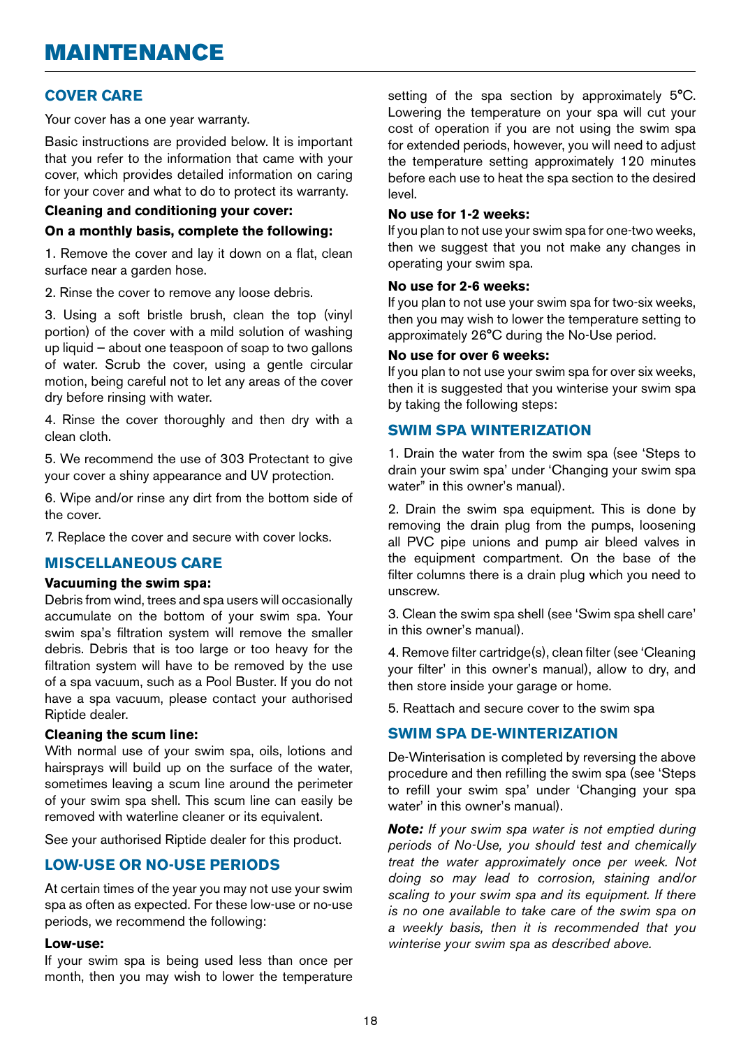# MAINTENANCE

## COVER CARE

Your cover has a one year warranty.

Basic instructions are provided below. It is important that you refer to the information that came with your cover, which provides detailed information on caring for your cover and what to do to protect its warranty.

**Cleaning and conditioning your cover:**

**On a monthly basis, complete the following:**

1. Remove the cover and lay it down on a flat, clean surface near a garden hose.

2. Rinse the cover to remove any loose debris.

3. Using a soft bristle brush, clean the top (vinyl portion) of the cover with a mild solution of washing up liquid – about one teaspoon of soap to two gallons of water. Scrub the cover, using a gentle circular motion, being careful not to let any areas of the cover dry before rinsing with water.

4. Rinse the cover thoroughly and then dry with a clean cloth.

5. We recommend the use of 303 Protectant to give your cover a shiny appearance and UV protection.

6. Wipe and/or rinse any dirt from the bottom side of the cover.

7. Replace the cover and secure with cover locks.

## MISCELLANEOUS CARE

**Vacuuming the swim spa:**
Debris from wind, trees and spa users will occasionally accumulate on the bottom of your swim spa. Your swim spa's filtration system will remove the smaller debris. Debris that is too large or too heavy for the filtration system will have to be removed by the use of a spa vacuum, such as a Pool Buster. If you do not have a spa vacuum, please contact your authorised Riptide dealer.

**Cleaning the scum line:**
With normal use of your swim spa, oils, lotions and hairsprays will build up on the surface of the water, sometimes leaving a scum line around the perimeter of your swim spa shell. This scum line can easily be removed with waterline cleaner or its equivalent.

See your authorised Riptide dealer for this product.

## LOW-USE OR NO-USE PERIODS

At certain times of the year you may not use your swim spa as often as expected. For these low-use or no-use periods, we recommend the following:

**Low-use:**
If your swim spa is being used less than once per month, then you may wish to lower the temperature setting of the spa section by approximately 5°C. Lowering the temperature on your spa will cut your cost of operation if you are not using the swim spa for extended periods, however, you will need to adjust the temperature setting approximately 120 minutes before each use to heat the spa section to the desired level.

**No use for 1-2 weeks:**
If you plan to not use your swim spa for one-two weeks, then we suggest that you not make any changes in operating your swim spa.

**No use for 2-6 weeks:**
If you plan to not use your swim spa for two-six weeks, then you may wish to lower the temperature setting to approximately 26°C during the No-Use period.

**No use for over 6 weeks:**
If you plan to not use your swim spa for over six weeks, then it is suggested that you winterise your swim spa by taking the following steps:

## SWIM SPA WINTERIZATION

1. Drain the water from the swim spa (see 'Steps to drain your swim spa' under 'Changing your swim spa water" in this owner's manual).

2. Drain the swim spa equipment. This is done by removing the drain plug from the pumps, loosening all PVC pipe unions and pump air bleed valves in the equipment compartment. On the base of the filter columns there is a drain plug which you need to unscrew.

3. Clean the swim spa shell (see 'Swim spa shell care' in this owner's manual).

4. Remove filter cartridge(s), clean filter (see 'Cleaning your filter' in this owner's manual), allow to dry, and then store inside your garage or home.

5. Reattach and secure cover to the swim spa

## SWIM SPA DE-WINTERIZATION

De-Winterisation is completed by reversing the above procedure and then refilling the swim spa (see 'Steps to refill your swim spa' under 'Changing your spa water' in this owner's manual).

***Note:*** *If your swim spa water is not emptied during periods of No-Use, you should test and chemically treat the water approximately once per week. Not doing so may lead to corrosion, staining and/or scaling to your swim spa and its equipment. If there is no one available to take care of the swim spa on a weekly basis, then it is recommended that you winterise your swim spa as described above.*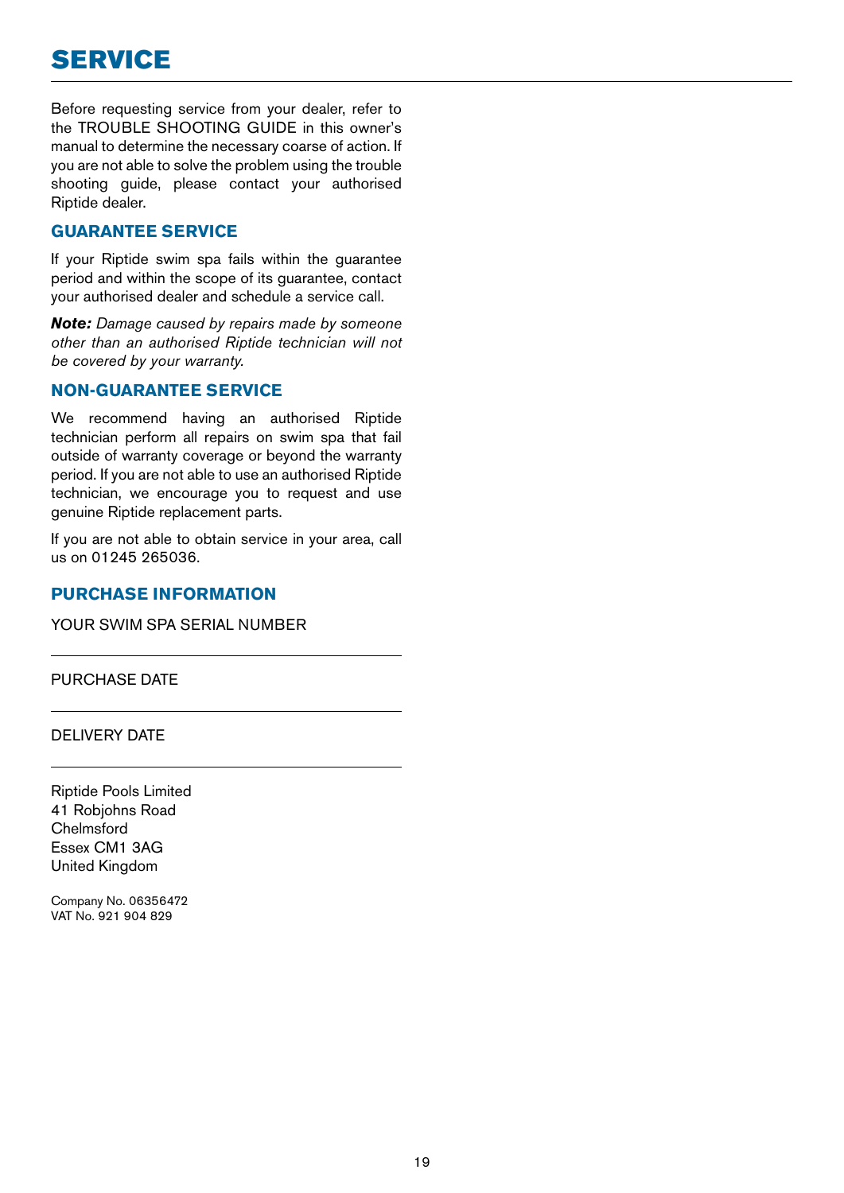# SERVICE

Before requesting service from your dealer, refer to the TROUBLE SHOOTING GUIDE in this owner's manual to determine the necessary coarse of action. If you are not able to solve the problem using the trouble shooting guide, please contact your authorised Riptide dealer.

## GUARANTEE SERVICE

If your Riptide swim spa fails within the guarantee period and within the scope of its guarantee, contact your authorised dealer and schedule a service call.

***Note:*** *Damage caused by repairs made by someone other than an authorised Riptide technician will not be covered by your warranty.*

## NON-GUARANTEE SERVICE

We recommend having an authorised Riptide technician perform all repairs on swim spa that fail outside of warranty coverage or beyond the warranty period. If you are not able to use an authorised Riptide technician, we encourage you to request and use genuine Riptide replacement parts.

If you are not able to obtain service in your area, call us on 01245 265036.

## PURCHASE INFORMATION

YOUR SWIM SPA SERIAL NUMBER

______________________________

PURCHASE DATE

______________________________

DELIVERY DATE

______________________________

Riptide Pools Limited
41 Robjohns Road
Chelmsford
Essex CM1 3AG
United Kingdom

Company No. 06356472
VAT No. 921 904 829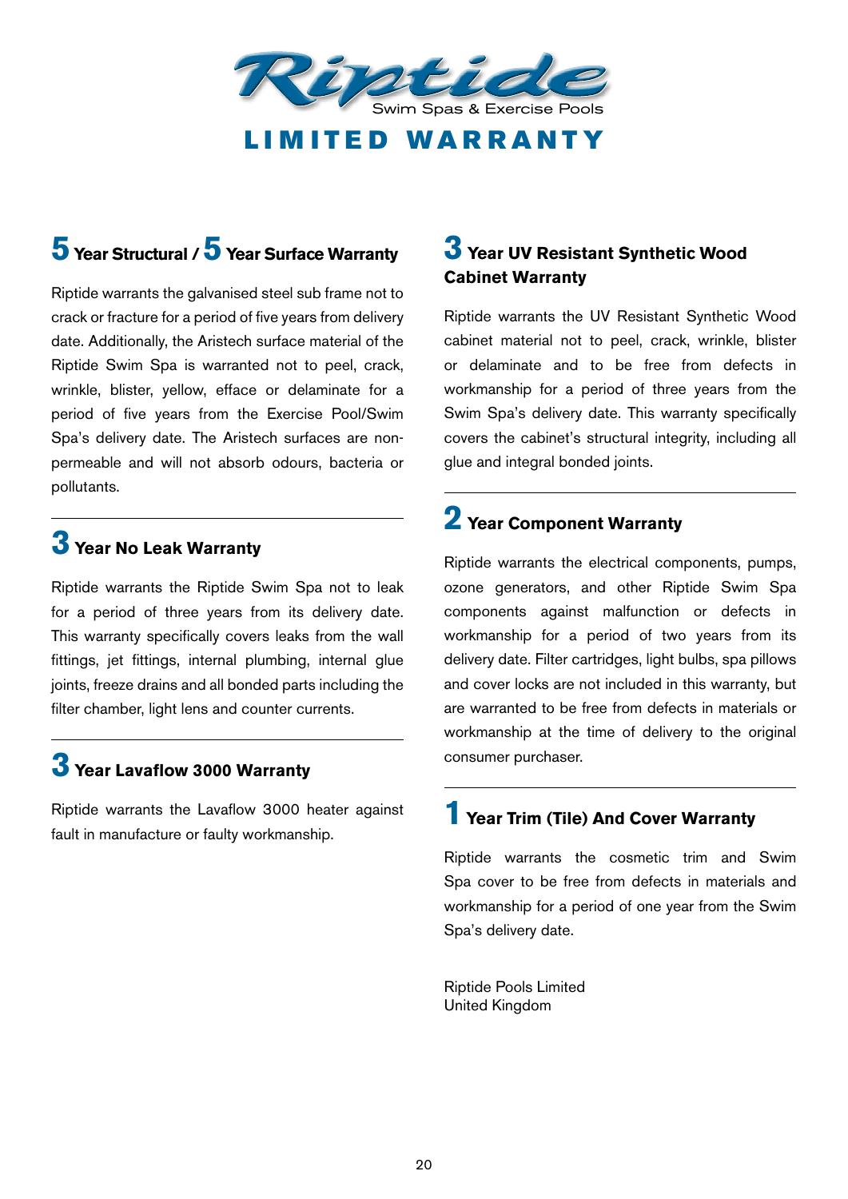# Riptide

Swim Spas & Exercise Pools

# LIMITED WARRANTY

## 5 Year Structural / 5 Year Surface Warranty

Riptide warrants the galvanised steel sub frame not to crack or fracture for a period of five years from delivery date. Additionally, the Aristech surface material of the Riptide Swim Spa is warranted not to peel, crack, wrinkle, blister, yellow, effacе or delaminate for a period of five years from the Exercise Pool/Swim Spa's delivery date. The Aristech surfaces are non-permeable and will not absorb odours, bacteria or pollutants.

---

## 3 Year No Leak Warranty

Riptide warrants the Riptide Swim Spa not to leak for a period of three years from its delivery date. This warranty specifically covers leaks from the wall fittings, jet fittings, internal plumbing, internal glue joints, freeze drains and all bonded parts including the filter chamber, light lens and counter currents.

---

## 3 Year Lavaflow 3000 Warranty

Riptide warrants the Lavaflow 3000 heater against fault in manufacture or faulty workmanship.

## 3 Year UV Resistant Synthetic Wood Cabinet Warranty

Riptide warrants the UV Resistant Synthetic Wood cabinet material not to peel, crack, wrinkle, blister or delaminate and to be free from defects in workmanship for a period of three years from the Swim Spa's delivery date. This warranty specifically covers the cabinet's structural integrity, including all glue and integral bonded joints.

---

## 2 Year Component Warranty

Riptide warrants the electrical components, pumps, ozone generators, and other Riptide Swim Spa components against malfunction or defects in workmanship for a period of two years from its delivery date. Filter cartridges, light bulbs, spa pillows and cover locks are not included in this warranty, but are warranted to be free from defects in materials or workmanship at the time of delivery to the original consumer purchaser.

---

## 1 Year Trim (Tile) And Cover Warranty

Riptide warrants the cosmetic trim and Swim Spa cover to be free from defects in materials and workmanship for a period of one year from the Swim Spa's delivery date.

Riptide Pools Limited
United Kingdom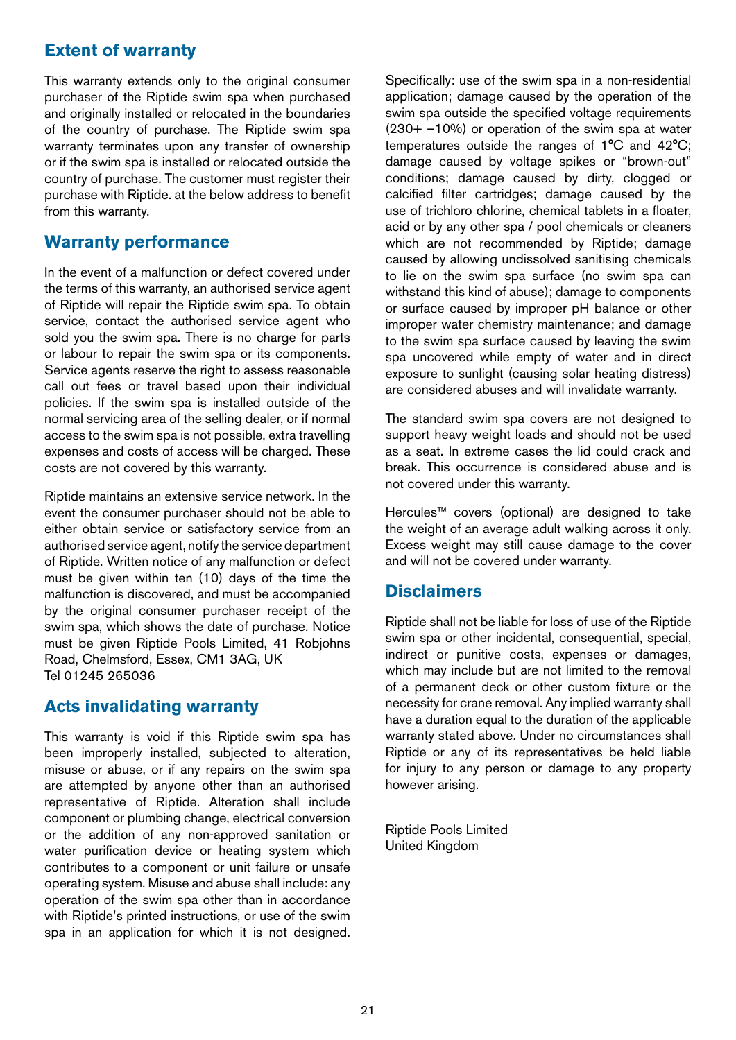## Extent of warranty

This warranty extends only to the original consumer purchaser of the Riptide swim spa when purchased and originally installed or relocated in the boundaries of the country of purchase. The Riptide swim spa warranty terminates upon any transfer of ownership or if the swim spa is installed or relocated outside the country of purchase. The customer must register their purchase with Riptide. at the below address to benefit from this warranty.

## Warranty performance

In the event of a malfunction or defect covered under the terms of this warranty, an authorised service agent of Riptide will repair the Riptide swim spa. To obtain service, contact the authorised service agent who sold you the swim spa. There is no charge for parts or labour to repair the swim spa or its components. Service agents reserve the right to assess reasonable call out fees or travel based upon their individual policies. If the swim spa is installed outside of the normal servicing area of the selling dealer, or if normal access to the swim spa is not possible, extra travelling expenses and costs of access will be charged. These costs are not covered by this warranty.

Riptide maintains an extensive service network. In the event the consumer purchaser should not be able to either obtain service or satisfactory service from an authorised service agent, notify the service department of Riptide. Written notice of any malfunction or defect must be given within ten (10) days of the time the malfunction is discovered, and must be accompanied by the original consumer purchaser receipt of the swim spa, which shows the date of purchase. Notice must be given Riptide Pools Limited, 41 Robjohns Road, Chelmsford, Essex, CM1 3AG, UK
Tel 01245 265036

## Acts invalidating warranty

This warranty is void if this Riptide swim spa has been improperly installed, subjected to alteration, misuse or abuse, or if any repairs on the swim spa are attempted by anyone other than an authorised representative of Riptide. Alteration shall include component or plumbing change, electrical conversion or the addition of any non-approved sanitation or water purification device or heating system which contributes to a component or unit failure or unsafe operating system. Misuse and abuse shall include: any operation of the swim spa other than in accordance with Riptide's printed instructions, or use of the swim spa in an application for which it is not designed. Specifically: use of the swim spa in a non-residential application; damage caused by the operation of the swim spa outside the specified voltage requirements (230+ –10%) or operation of the swim spa at water temperatures outside the ranges of 1°C and 42°C; damage caused by voltage spikes or "brown-out" conditions; damage caused by dirty, clogged or calcified filter cartridges; damage caused by the use of trichloro chlorine, chemical tablets in a floater, acid or by any other spa / pool chemicals or cleaners which are not recommended by Riptide; damage caused by allowing undissolved sanitising chemicals to lie on the swim spa surface (no swim spa can withstand this kind of abuse); damage to components or surface caused by improper pH balance or other improper water chemistry maintenance; and damage to the swim spa surface caused by leaving the swim spa uncovered while empty of water and in direct exposure to sunlight (causing solar heating distress) are considered abuses and will invalidate warranty.

The standard swim spa covers are not designed to support heavy weight loads and should not be used as a seat. In extreme cases the lid could crack and break. This occurrence is considered abuse and is not covered under this warranty.

Hercules™ covers (optional) are designed to take the weight of an average adult walking across it only. Excess weight may still cause damage to the cover and will not be covered under warranty.

## Disclaimers

Riptide shall not be liable for loss of use of the Riptide swim spa or other incidental, consequential, special, indirect or punitive costs, expenses or damages, which may include but are not limited to the removal of a permanent deck or other custom fixture or the necessity for crane removal. Any implied warranty shall have a duration equal to the duration of the applicable warranty stated above. Under no circumstances shall Riptide or any of its representatives be held liable for injury to any person or damage to any property however arising.

Riptide Pools Limited
United Kingdom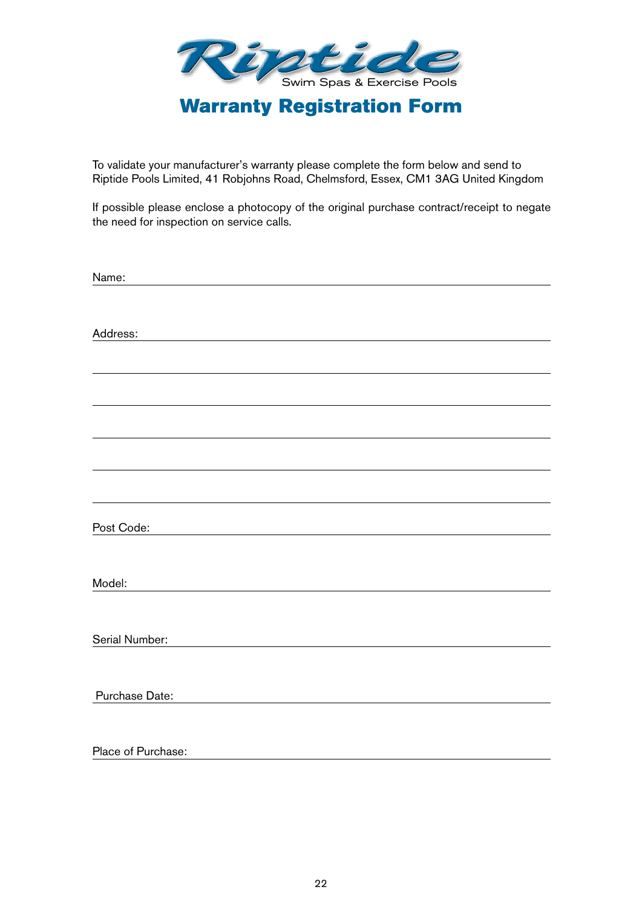Riptide

Swim Spas & Exercise Pools

# Warranty Registration Form

To validate your manufacturer's warranty please complete the form below and send to Riptide Pools Limited, 41 Robjohns Road, Chelmsford, Essex, CM1 3AG United Kingdom

If possible please enclose a photocopy of the original purchase contract/receipt to negate the need for inspection on service calls.

Name: ____________________________________________

Address: __________________________________________

__________________________________________________

__________________________________________________

__________________________________________________

__________________________________________________

__________________________________________________

Post Code: ________________________________________

Model: ___________________________________________

Serial Number: _____________________________________

Purchase Date: _____________________________________

Place of Purchase: ___________________________________